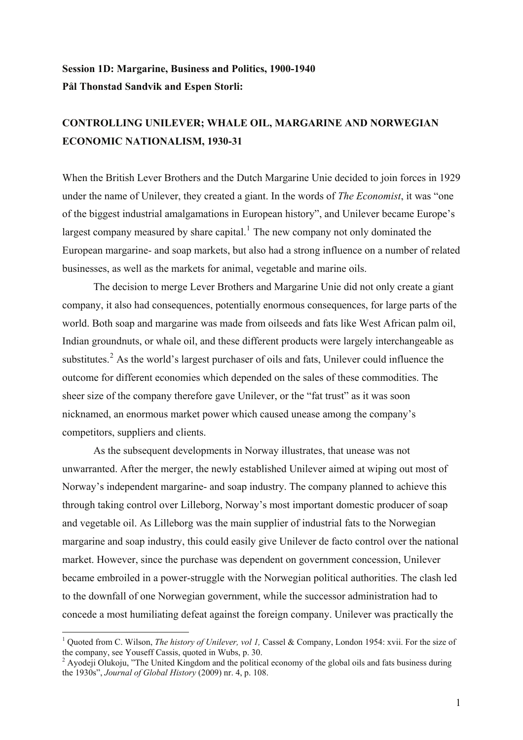**Session 1D: Margarine, Business and Politics, 1900-1940**
**Pål Thonstad Sandvik and Espen Storli:**

# CONTROLLING UNILEVER; WHALE OIL, MARGARINE AND NORWEGIAN ECONOMIC NATIONALISM, 1930-31

When the British Lever Brothers and the Dutch Margarine Unie decided to join forces in 1929 under the name of Unilever, they created a giant. In the words of *The Economist*, it was "one of the biggest industrial amalgamations in European history", and Unilever became Europe's largest company measured by share capital.[1] The new company not only dominated the European margarine- and soap markets, but also had a strong influence on a number of related businesses, as well as the markets for animal, vegetable and marine oils.

The decision to merge Lever Brothers and Margarine Unie did not only create a giant company, it also had consequences, potentially enormous consequences, for large parts of the world. Both soap and margarine was made from oilseeds and fats like West African palm oil, Indian groundnuts, or whale oil, and these different products were largely interchangeable as substitutes.[2] As the world's largest purchaser of oils and fats, Unilever could influence the outcome for different economies which depended on the sales of these commodities. The sheer size of the company therefore gave Unilever, or the "fat trust" as it was soon nicknamed, an enormous market power which caused unease among the company's competitors, suppliers and clients.

As the subsequent developments in Norway illustrates, that unease was not unwarranted. After the merger, the newly established Unilever aimed at wiping out most of Norway's independent margarine- and soap industry. The company planned to achieve this through taking control over Lilleborg, Norway's most important domestic producer of soap and vegetable oil. As Lilleborg was the main supplier of industrial fats to the Norwegian margarine and soap industry, this could easily give Unilever de facto control over the national market. However, since the purchase was dependent on government concession, Unilever became embroiled in a power-struggle with the Norwegian political authorities. The clash led to the downfall of one Norwegian government, while the successor administration had to concede a most humiliating defeat against the foreign company. Unilever was practically the

---

[1] Quoted from C. Wilson, *The history of Unilever, vol 1,* Cassel & Company, London 1954: xvii. For the size of the company, see Youseff Cassis, quoted in Wubs, p. 30.

[2] Ayodeji Olukoju, "The United Kingdom and the political economy of the global oils and fats business during the 1930s", *Journal of Global History* (2009) nr. 4, p. 108.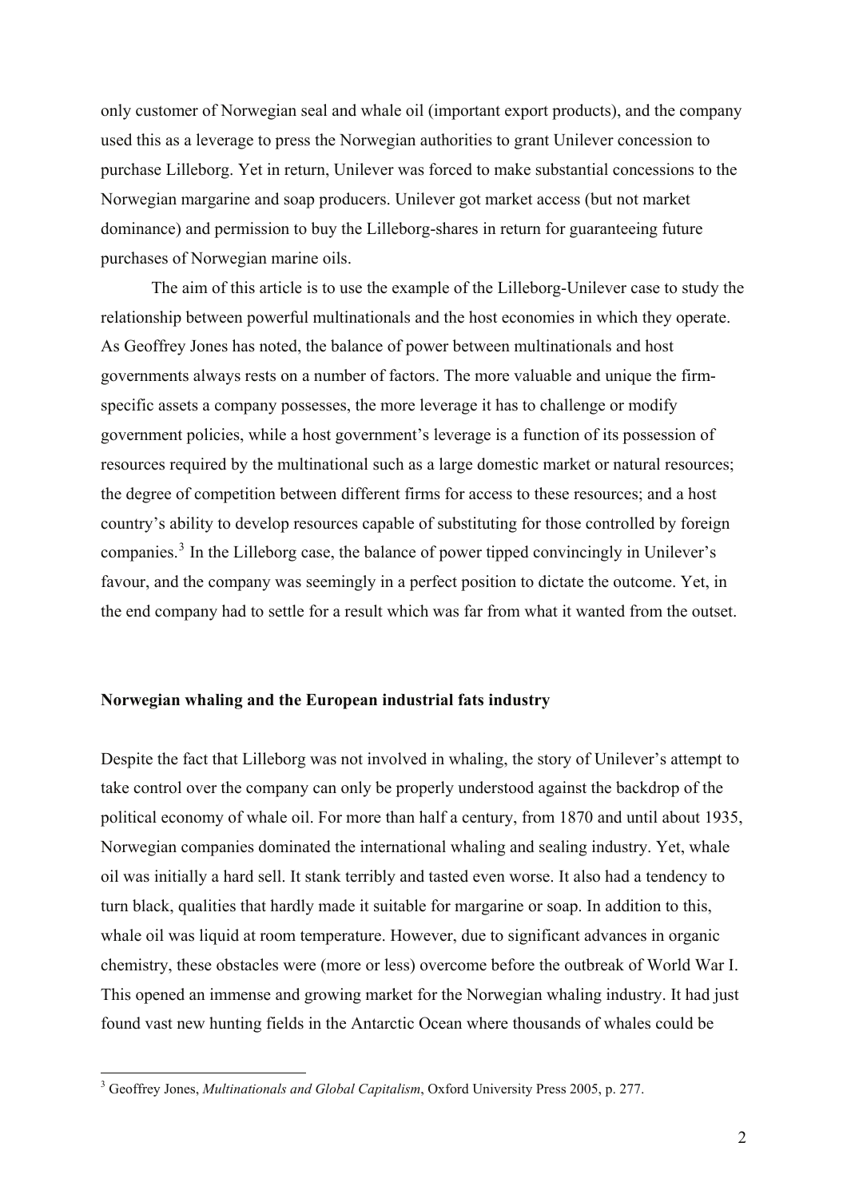only customer of Norwegian seal and whale oil (important export products), and the company used this as a leverage to press the Norwegian authorities to grant Unilever concession to purchase Lilleborg. Yet in return, Unilever was forced to make substantial concessions to the Norwegian margarine and soap producers. Unilever got market access (but not market dominance) and permission to buy the Lilleborg-shares in return for guaranteeing future purchases of Norwegian marine oils.

The aim of this article is to use the example of the Lilleborg-Unilever case to study the relationship between powerful multinationals and the host economies in which they operate. As Geoffrey Jones has noted, the balance of power between multinationals and host governments always rests on a number of factors. The more valuable and unique the firm-specific assets a company possesses, the more leverage it has to challenge or modify government policies, while a host government's leverage is a function of its possession of resources required by the multinational such as a large domestic market or natural resources; the degree of competition between different firms for access to these resources; and a host country's ability to develop resources capable of substituting for those controlled by foreign companies.[3] In the Lilleborg case, the balance of power tipped convincingly in Unilever's favour, and the company was seemingly in a perfect position to dictate the outcome. Yet, in the end company had to settle for a result which was far from what it wanted from the outset.

## Norwegian whaling and the European industrial fats industry

Despite the fact that Lilleborg was not involved in whaling, the story of Unilever's attempt to take control over the company can only be properly understood against the backdrop of the political economy of whale oil. For more than half a century, from 1870 and until about 1935, Norwegian companies dominated the international whaling and sealing industry. Yet, whale oil was initially a hard sell. It stank terribly and tasted even worse. It also had a tendency to turn black, qualities that hardly made it suitable for margarine or soap. In addition to this, whale oil was liquid at room temperature. However, due to significant advances in organic chemistry, these obstacles were (more or less) overcome before the outbreak of World War I. This opened an immense and growing market for the Norwegian whaling industry. It had just found vast new hunting fields in the Antarctic Ocean where thousands of whales could be

[3] Geoffrey Jones, *Multinationals and Global Capitalism*, Oxford University Press 2005, p. 277.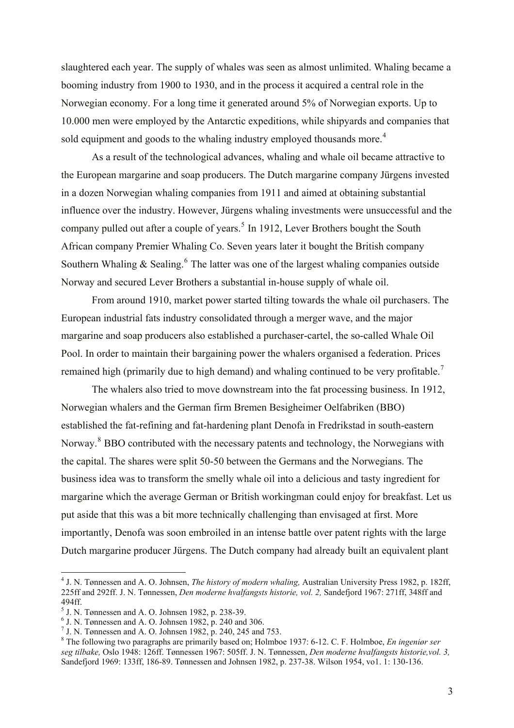slaughtered each year. The supply of whales was seen as almost unlimited. Whaling became a booming industry from 1900 to 1930, and in the process it acquired a central role in the Norwegian economy. For a long time it generated around 5% of Norwegian exports. Up to 10.000 men were employed by the Antarctic expeditions, while shipyards and companies that sold equipment and goods to the whaling industry employed thousands more.[4]

As a result of the technological advances, whaling and whale oil became attractive to the European margarine and soap producers. The Dutch margarine company Jürgens invested in a dozen Norwegian whaling companies from 1911 and aimed at obtaining substantial influence over the industry. However, Jürgens whaling investments were unsuccessful and the company pulled out after a couple of years.[5] In 1912, Lever Brothers bought the South African company Premier Whaling Co. Seven years later it bought the British company Southern Whaling & Sealing.[6] The latter was one of the largest whaling companies outside Norway and secured Lever Brothers a substantial in-house supply of whale oil.

From around 1910, market power started tilting towards the whale oil purchasers. The European industrial fats industry consolidated through a merger wave, and the major margarine and soap producers also established a purchaser-cartel, the so-called Whale Oil Pool. In order to maintain their bargaining power the whalers organised a federation. Prices remained high (primarily due to high demand) and whaling continued to be very profitable.[7]

The whalers also tried to move downstream into the fat processing business. In 1912, Norwegian whalers and the German firm Bremen Besigheimer Oelfabriken (BBO) established the fat-refining and fat-hardening plant Denofa in Fredrikstad in south-eastern Norway.[8] BBO contributed with the necessary patents and technology, the Norwegians with the capital. The shares were split 50-50 between the Germans and the Norwegians. The business idea was to transform the smelly whale oil into a delicious and tasty ingredient for margarine which the average German or British workingman could enjoy for breakfast. Let us put aside that this was a bit more technically challenging than envisaged at first. More importantly, Denofa was soon embroiled in an intense battle over patent rights with the large Dutch margarine producer Jürgens. The Dutch company had already built an equivalent plant

---

[4] J. N. Tønnessen and A. O. Johnsen, *The history of modern whaling,* Australian University Press 1982, p. 182ff, 225ff and 292ff. J. N. Tønnessen, *Den moderne hvalfangsts historie, vol. 2,* Sandefjord 1967: 271ff, 348ff and 494ff.

[5] J. N. Tønnessen and A. O. Johnsen 1982, p. 238-39.

[6] J. N. Tønnessen and A. O. Johnsen 1982, p. 240 and 306.

[7] J. N. Tønnessen and A. O. Johnsen 1982, p. 240, 245 and 753.

[8] The following two paragraphs are primarily based on; Holmboe 1937: 6-12. C. F. Holmboe, *En ingeniør ser seg tilbake,* Oslo 1948: 126ff. Tønnessen 1967: 505ff. J. N. Tønnessen, *Den moderne hvalfangsts historie,vol. 3,* Sandefjord 1969: 133ff, 186-89. Tønnessen and Johnsen 1982, p. 237-38. Wilson 1954, vo1. 1: 130-136.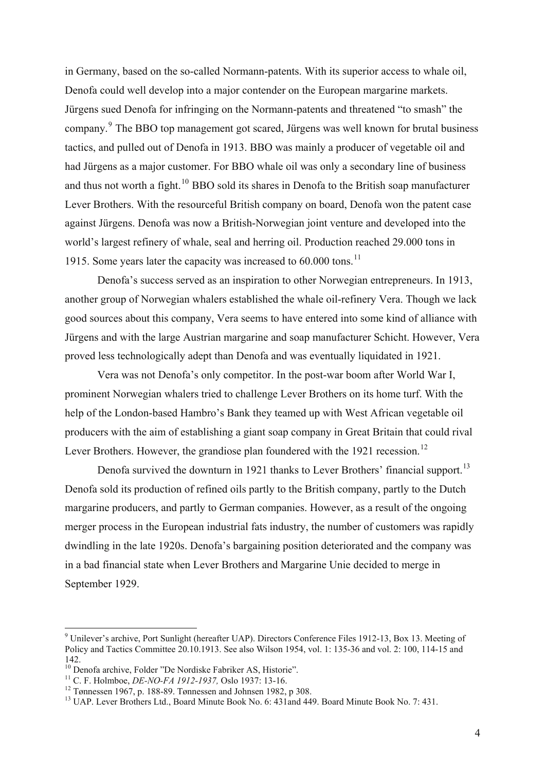in Germany, based on the so-called Normann-patents. With its superior access to whale oil, Denofa could well develop into a major contender on the European margarine markets. Jürgens sued Denofa for infringing on the Normann-patents and threatened "to smash" the company.[9] The BBO top management got scared, Jürgens was well known for brutal business tactics, and pulled out of Denofa in 1913. BBO was mainly a producer of vegetable oil and had Jürgens as a major customer. For BBO whale oil was only a secondary line of business and thus not worth a fight.[10] BBO sold its shares in Denofa to the British soap manufacturer Lever Brothers. With the resourceful British company on board, Denofa won the patent case against Jürgens. Denofa was now a British-Norwegian joint venture and developed into the world's largest refinery of whale, seal and herring oil. Production reached 29.000 tons in 1915. Some years later the capacity was increased to 60.000 tons.[11]

Denofa's success served as an inspiration to other Norwegian entrepreneurs. In 1913, another group of Norwegian whalers established the whale oil-refinery Vera. Though we lack good sources about this company, Vera seems to have entered into some kind of alliance with Jürgens and with the large Austrian margarine and soap manufacturer Schicht. However, Vera proved less technologically adept than Denofa and was eventually liquidated in 1921.

Vera was not Denofa's only competitor. In the post-war boom after World War I, prominent Norwegian whalers tried to challenge Lever Brothers on its home turf. With the help of the London-based Hambro's Bank they teamed up with West African vegetable oil producers with the aim of establishing a giant soap company in Great Britain that could rival Lever Brothers. However, the grandiose plan foundered with the 1921 recession.[12]

Denofa survived the downturn in 1921 thanks to Lever Brothers' financial support.[13] Denofa sold its production of refined oils partly to the British company, partly to the Dutch margarine producers, and partly to German companies. However, as a result of the ongoing merger process in the European industrial fats industry, the number of customers was rapidly dwindling in the late 1920s. Denofa's bargaining position deteriorated and the company was in a bad financial state when Lever Brothers and Margarine Unie decided to merge in September 1929.

---

[9] Unilever's archive, Port Sunlight (hereafter UAP). Directors Conference Files 1912-13, Box 13. Meeting of Policy and Tactics Committee 20.10.1913. See also Wilson 1954, vol. 1: 135-36 and vol. 2: 100, 114-15 and 142.

[10] Denofa archive, Folder "De Nordiske Fabriker AS, Historie".

[11] C. F. Holmboe, *DE-NO-FA 1912-1937,* Oslo 1937: 13-16.

[12] Tønnessen 1967, p. 188-89. Tønnessen and Johnsen 1982, p 308.

[13] UAP. Lever Brothers Ltd., Board Minute Book No. 6: 431and 449. Board Minute Book No. 7: 431.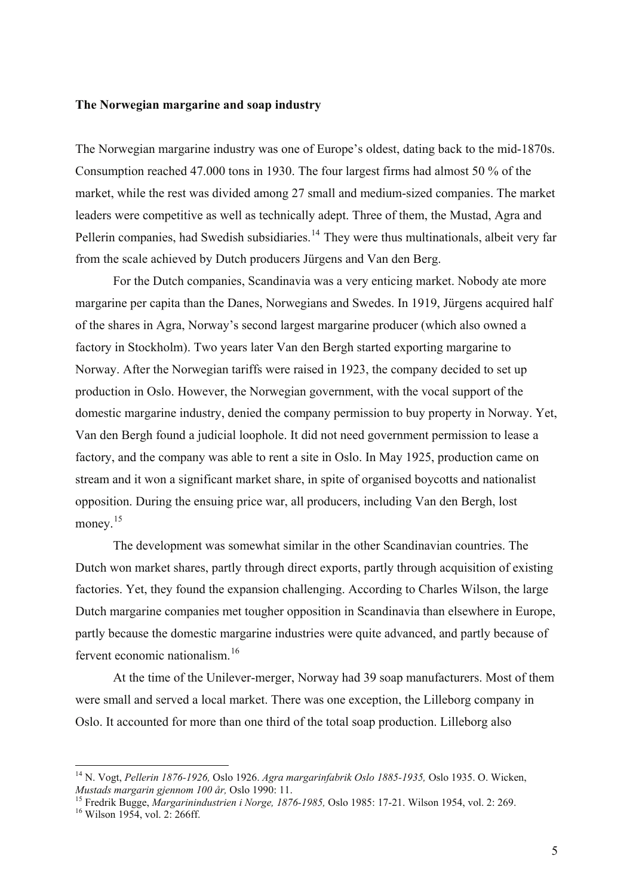**The Norwegian margarine and soap industry**

The Norwegian margarine industry was one of Europe's oldest, dating back to the mid-1870s. Consumption reached 47.000 tons in 1930. The four largest firms had almost 50 % of the market, while the rest was divided among 27 small and medium-sized companies. The market leaders were competitive as well as technically adept. Three of them, the Mustad, Agra and Pellerin companies, had Swedish subsidiaries.[14] They were thus multinationals, albeit very far from the scale achieved by Dutch producers Jürgens and Van den Berg.

For the Dutch companies, Scandinavia was a very enticing market. Nobody ate more margarine per capita than the Danes, Norwegians and Swedes. In 1919, Jürgens acquired half of the shares in Agra, Norway's second largest margarine producer (which also owned a factory in Stockholm). Two years later Van den Bergh started exporting margarine to Norway. After the Norwegian tariffs were raised in 1923, the company decided to set up production in Oslo. However, the Norwegian government, with the vocal support of the domestic margarine industry, denied the company permission to buy property in Norway. Yet, Van den Bergh found a judicial loophole. It did not need government permission to lease a factory, and the company was able to rent a site in Oslo. In May 1925, production came on stream and it won a significant market share, in spite of organised boycotts and nationalist opposition. During the ensuing price war, all producers, including Van den Bergh, lost money.[15]

The development was somewhat similar in the other Scandinavian countries. The Dutch won market shares, partly through direct exports, partly through acquisition of existing factories. Yet, they found the expansion challenging. According to Charles Wilson, the large Dutch margarine companies met tougher opposition in Scandinavia than elsewhere in Europe, partly because the domestic margarine industries were quite advanced, and partly because of fervent economic nationalism.[16]

At the time of the Unilever-merger, Norway had 39 soap manufacturers. Most of them were small and served a local market. There was one exception, the Lilleborg company in Oslo. It accounted for more than one third of the total soap production. Lilleborg also

---

[14] N. Vogt, *Pellerin 1876-1926,* Oslo 1926. *Agra margarinfabrik Oslo 1885-1935,* Oslo 1935. O. Wicken, *Mustads margarin gjennom 100 år,* Oslo 1990: 11.

[15] Fredrik Bugge, *Margarinindustrien i Norge, 1876-1985,* Oslo 1985: 17-21. Wilson 1954, vol. 2: 269.

[16] Wilson 1954, vol. 2: 266ff.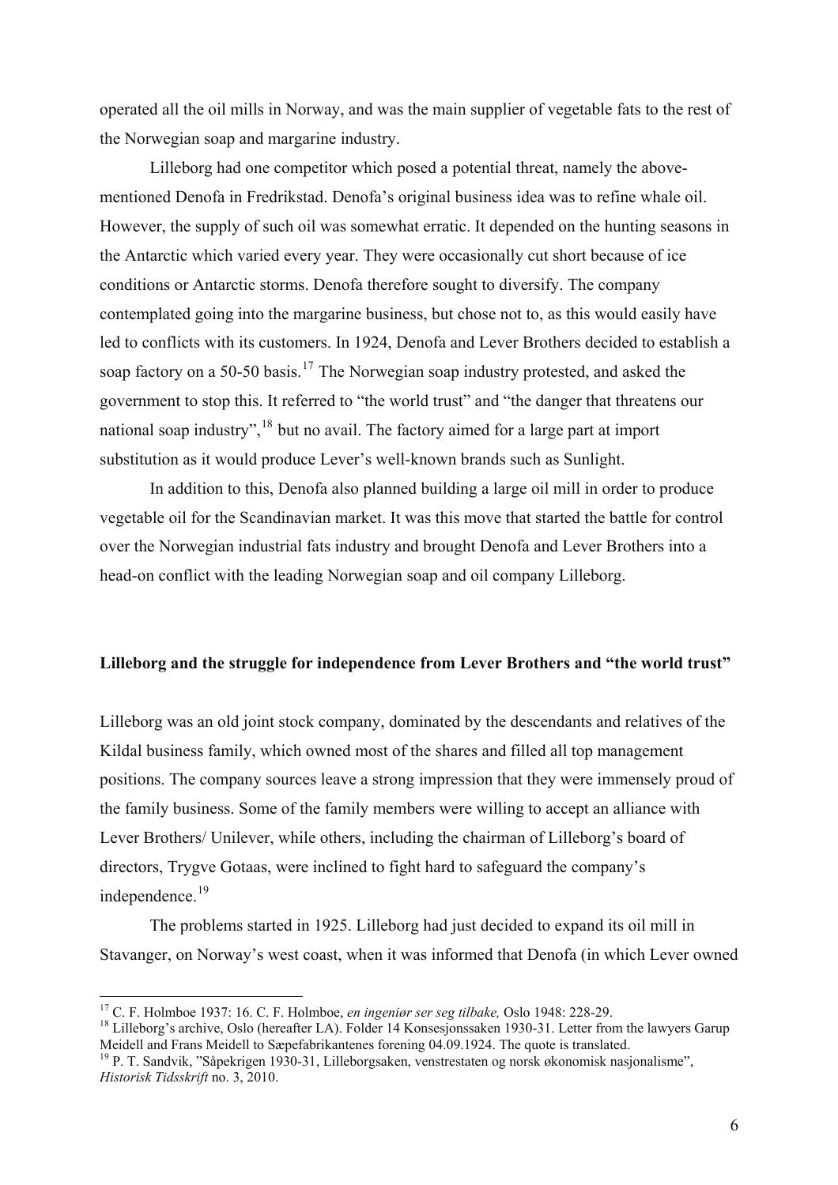operated all the oil mills in Norway, and was the main supplier of vegetable fats to the rest of the Norwegian soap and margarine industry.

Lilleborg had one competitor which posed a potential threat, namely the above-mentioned Denofa in Fredrikstad. Denofa's original business idea was to refine whale oil. However, the supply of such oil was somewhat erratic. It depended on the hunting seasons in the Antarctic which varied every year. They were occasionally cut short because of ice conditions or Antarctic storms. Denofa therefore sought to diversify. The company contemplated going into the margarine business, but chose not to, as this would easily have led to conflicts with its customers. In 1924, Denofa and Lever Brothers decided to establish a soap factory on a 50-50 basis.[17] The Norwegian soap industry protested, and asked the government to stop this. It referred to "the world trust" and "the danger that threatens our national soap industry",[18] but no avail. The factory aimed for a large part at import substitution as it would produce Lever's well-known brands such as Sunlight.

In addition to this, Denofa also planned building a large oil mill in order to produce vegetable oil for the Scandinavian market. It was this move that started the battle for control over the Norwegian industrial fats industry and brought Denofa and Lever Brothers into a head-on conflict with the leading Norwegian soap and oil company Lilleborg.

**Lilleborg and the struggle for independence from Lever Brothers and "the world trust"**

Lilleborg was an old joint stock company, dominated by the descendants and relatives of the Kildal business family, which owned most of the shares and filled all top management positions. The company sources leave a strong impression that they were immensely proud of the family business. Some of the family members were willing to accept an alliance with Lever Brothers/ Unilever, while others, including the chairman of Lilleborg's board of directors, Trygve Gotaas, were inclined to fight hard to safeguard the company's independence.[19]

The problems started in 1925. Lilleborg had just decided to expand its oil mill in Stavanger, on Norway's west coast, when it was informed that Denofa (in which Lever owned

---

[17] C. F. Holmboe 1937: 16. C. F. Holmboe, *en ingeniør ser seg tilbake,* Oslo 1948: 228-29.

[18] Lilleborg's archive, Oslo (hereafter LA). Folder 14 Konsesjonssaken 1930-31. Letter from the lawyers Garup Meidell and Frans Meidell to Sæpefabrikantenes forening 04.09.1924. The quote is translated.

[19] P. T. Sandvik, "Såpekrigen 1930-31, Lilleborgsaken, venstrestaten og norsk økonomisk nasjonalisme", *Historisk Tidsskrift* no. 3, 2010.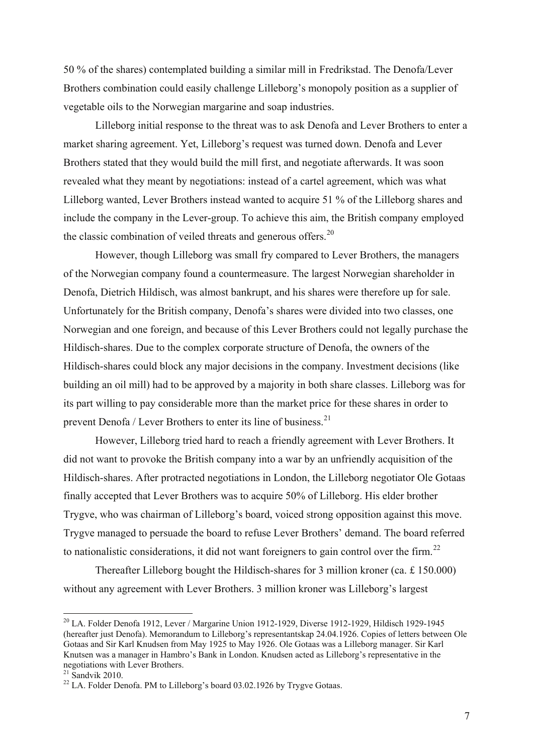50 % of the shares) contemplated building a similar mill in Fredrikstad. The Denofa/Lever Brothers combination could easily challenge Lilleborg's monopoly position as a supplier of vegetable oils to the Norwegian margarine and soap industries.

Lilleborg initial response to the threat was to ask Denofa and Lever Brothers to enter a market sharing agreement. Yet, Lilleborg's request was turned down. Denofa and Lever Brothers stated that they would build the mill first, and negotiate afterwards. It was soon revealed what they meant by negotiations: instead of a cartel agreement, which was what Lilleborg wanted, Lever Brothers instead wanted to acquire 51 % of the Lilleborg shares and include the company in the Lever-group. To achieve this aim, the British company employed the classic combination of veiled threats and generous offers.[20]

However, though Lilleborg was small fry compared to Lever Brothers, the managers of the Norwegian company found a countermeasure. The largest Norwegian shareholder in Denofa, Dietrich Hildisch, was almost bankrupt, and his shares were therefore up for sale. Unfortunately for the British company, Denofa's shares were divided into two classes, one Norwegian and one foreign, and because of this Lever Brothers could not legally purchase the Hildisch-shares. Due to the complex corporate structure of Denofa, the owners of the Hildisch-shares could block any major decisions in the company. Investment decisions (like building an oil mill) had to be approved by a majority in both share classes. Lilleborg was for its part willing to pay considerable more than the market price for these shares in order to prevent Denofa / Lever Brothers to enter its line of business.[21]

However, Lilleborg tried hard to reach a friendly agreement with Lever Brothers. It did not want to provoke the British company into a war by an unfriendly acquisition of the Hildisch-shares. After protracted negotiations in London, the Lilleborg negotiator Ole Gotaas finally accepted that Lever Brothers was to acquire 50% of Lilleborg. His elder brother Trygve, who was chairman of Lilleborg's board, voiced strong opposition against this move. Trygve managed to persuade the board to refuse Lever Brothers' demand. The board referred to nationalistic considerations, it did not want foreigners to gain control over the firm.[22]

Thereafter Lilleborg bought the Hildisch-shares for 3 million kroner (ca. £ 150.000) without any agreement with Lever Brothers. 3 million kroner was Lilleborg's largest

---

[20] LA. Folder Denofa 1912, Lever / Margarine Union 1912-1929, Diverse 1912-1929, Hildisch 1929-1945 (hereafter just Denofa). Memorandum to Lilleborg's representantskap 24.04.1926. Copies of letters between Ole Gotaas and Sir Karl Knudsen from May 1925 to May 1926. Ole Gotaas was a Lilleborg manager. Sir Karl Knutsen was a manager in Hambro's Bank in London. Knudsen acted as Lilleborg's representative in the negotiations with Lever Brothers.

[21] Sandvik 2010.

[22] LA. Folder Denofa. PM to Lilleborg's board 03.02.1926 by Trygve Gotaas.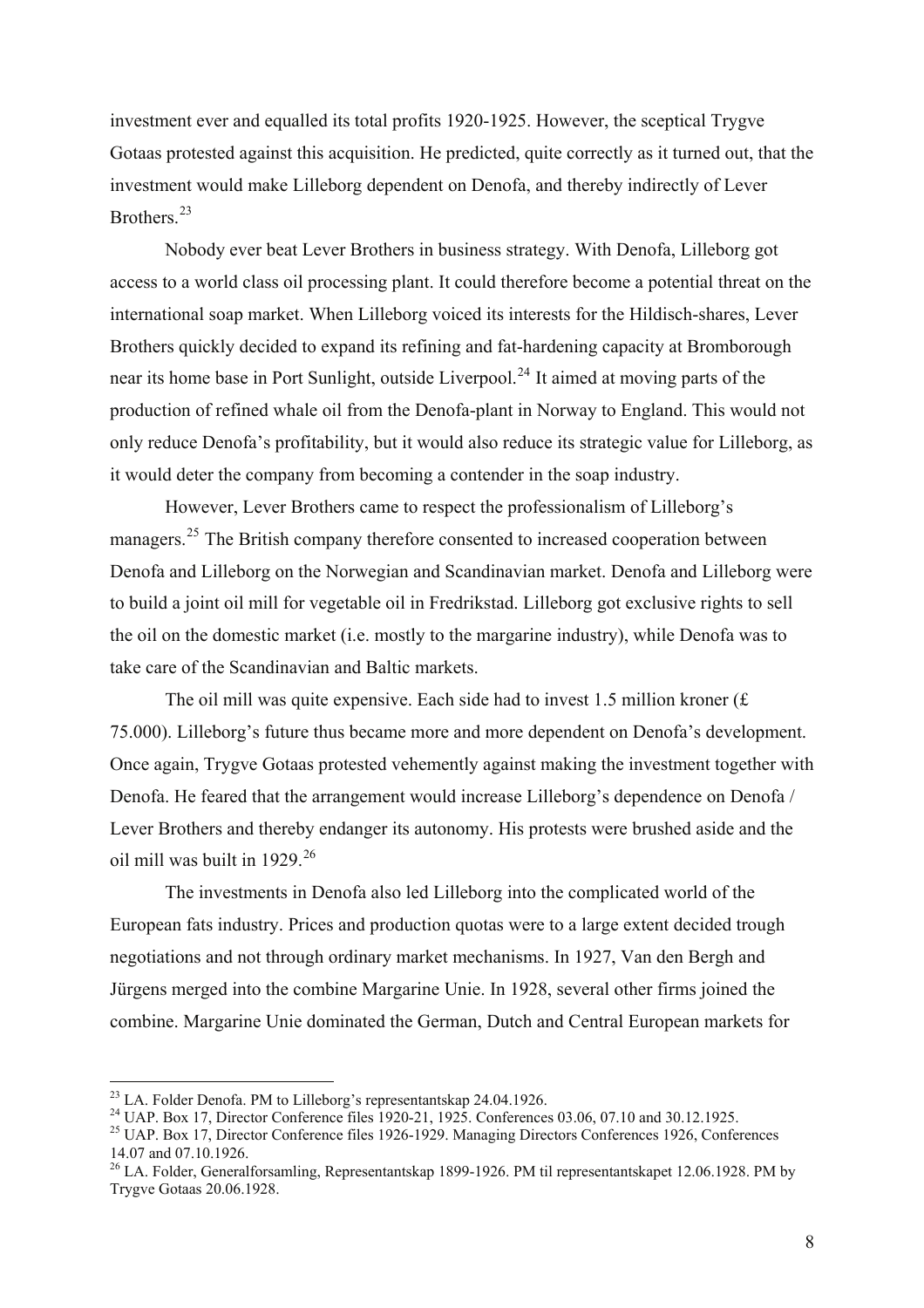investment ever and equalled its total profits 1920-1925. However, the sceptical Trygve Gotaas protested against this acquisition. He predicted, quite correctly as it turned out, that the investment would make Lilleborg dependent on Denofa, and thereby indirectly of Lever Brothers.[23]

Nobody ever beat Lever Brothers in business strategy. With Denofa, Lilleborg got access to a world class oil processing plant. It could therefore become a potential threat on the international soap market. When Lilleborg voiced its interests for the Hildisch-shares, Lever Brothers quickly decided to expand its refining and fat-hardening capacity at Bromborough near its home base in Port Sunlight, outside Liverpool.[24] It aimed at moving parts of the production of refined whale oil from the Denofa-plant in Norway to England. This would not only reduce Denofa's profitability, but it would also reduce its strategic value for Lilleborg, as it would deter the company from becoming a contender in the soap industry.

However, Lever Brothers came to respect the professionalism of Lilleborg's managers.[25] The British company therefore consented to increased cooperation between Denofa and Lilleborg on the Norwegian and Scandinavian market. Denofa and Lilleborg were to build a joint oil mill for vegetable oil in Fredrikstad. Lilleborg got exclusive rights to sell the oil on the domestic market (i.e. mostly to the margarine industry), while Denofa was to take care of the Scandinavian and Baltic markets.

The oil mill was quite expensive. Each side had to invest 1.5 million kroner (£ 75.000). Lilleborg's future thus became more and more dependent on Denofa's development. Once again, Trygve Gotaas protested vehemently against making the investment together with Denofa. He feared that the arrangement would increase Lilleborg's dependence on Denofa / Lever Brothers and thereby endanger its autonomy. His protests were brushed aside and the oil mill was built in 1929.[26]

The investments in Denofa also led Lilleborg into the complicated world of the European fats industry. Prices and production quotas were to a large extent decided trough negotiations and not through ordinary market mechanisms. In 1927, Van den Bergh and Jürgens merged into the combine Margarine Unie. In 1928, several other firms joined the combine. Margarine Unie dominated the German, Dutch and Central European markets for

---

[23] LA. Folder Denofa. PM to Lilleborg's representantskap 24.04.1926.

[24] UAP. Box 17, Director Conference files 1920-21, 1925. Conferences 03.06, 07.10 and 30.12.1925.

[25] UAP. Box 17, Director Conference files 1926-1929. Managing Directors Conferences 1926, Conferences 14.07 and 07.10.1926.

[26] LA. Folder, Generalforsamling, Representantskap 1899-1926. PM til representantskapet 12.06.1928. PM by Trygve Gotaas 20.06.1928.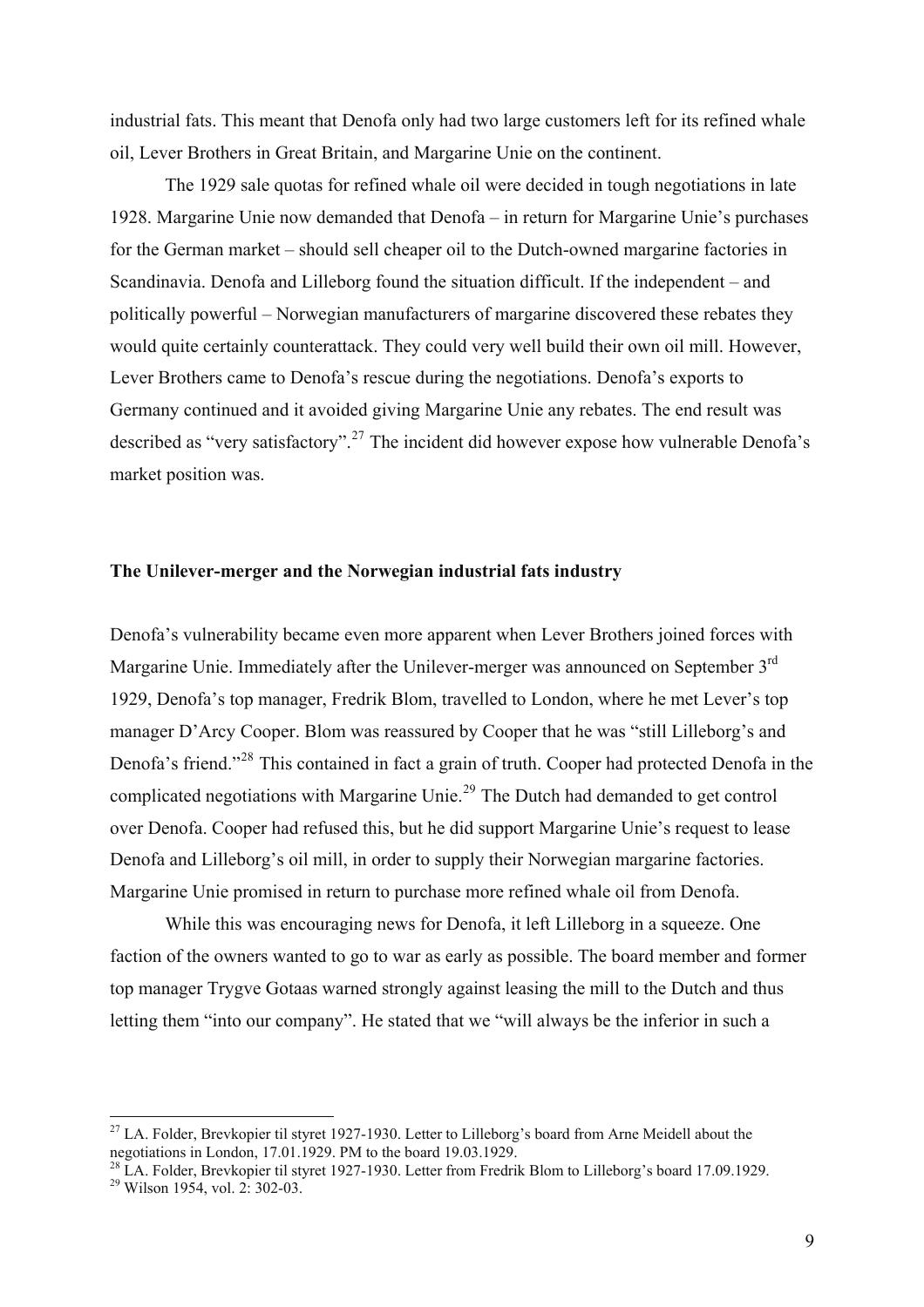industrial fats. This meant that Denofa only had two large customers left for its refined whale oil, Lever Brothers in Great Britain, and Margarine Unie on the continent.

The 1929 sale quotas for refined whale oil were decided in tough negotiations in late 1928. Margarine Unie now demanded that Denofa – in return for Margarine Unie's purchases for the German market – should sell cheaper oil to the Dutch-owned margarine factories in Scandinavia. Denofa and Lilleborg found the situation difficult. If the independent – and politically powerful – Norwegian manufacturers of margarine discovered these rebates they would quite certainly counterattack. They could very well build their own oil mill. However, Lever Brothers came to Denofa's rescue during the negotiations. Denofa's exports to Germany continued and it avoided giving Margarine Unie any rebates. The end result was described as "very satisfactory".[27] The incident did however expose how vulnerable Denofa's market position was.

### The Unilever-merger and the Norwegian industrial fats industry

Denofa's vulnerability became even more apparent when Lever Brothers joined forces with Margarine Unie. Immediately after the Unilever-merger was announced on September 3rd 1929, Denofa's top manager, Fredrik Blom, travelled to London, where he met Lever's top manager D'Arcy Cooper. Blom was reassured by Cooper that he was "still Lilleborg's and Denofa's friend."[28] This contained in fact a grain of truth. Cooper had protected Denofa in the complicated negotiations with Margarine Unie.[29] The Dutch had demanded to get control over Denofa. Cooper had refused this, but he did support Margarine Unie's request to lease Denofa and Lilleborg's oil mill, in order to supply their Norwegian margarine factories. Margarine Unie promised in return to purchase more refined whale oil from Denofa.

While this was encouraging news for Denofa, it left Lilleborg in a squeeze. One faction of the owners wanted to go to war as early as possible. The board member and former top manager Trygve Gotaas warned strongly against leasing the mill to the Dutch and thus letting them "into our company". He stated that we "will always be the inferior in such a

---

[27] LA. Folder, Brevkopier til styret 1927-1930. Letter to Lilleborg's board from Arne Meidell about the negotiations in London, 17.01.1929. PM to the board 19.03.1929.

[28] LA. Folder, Brevkopier til styret 1927-1930. Letter from Fredrik Blom to Lilleborg's board 17.09.1929.

[29] Wilson 1954, vol. 2: 302-03.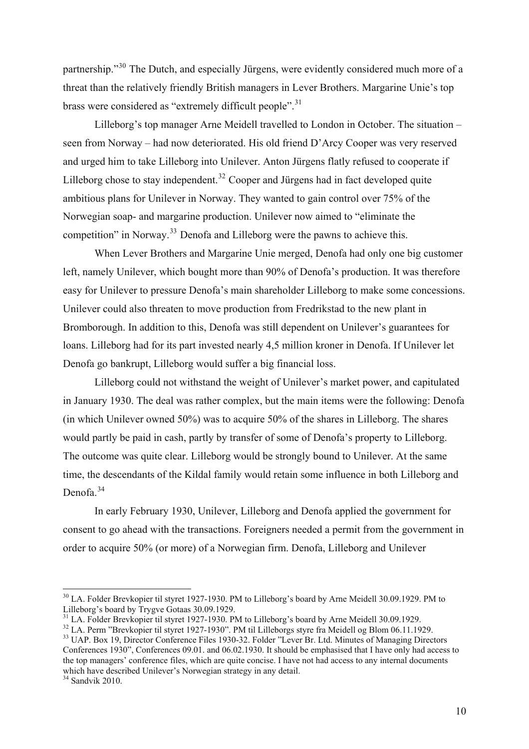partnership."[30] The Dutch, and especially Jürgens, were evidently considered much more of a threat than the relatively friendly British managers in Lever Brothers. Margarine Unie's top brass were considered as "extremely difficult people".[31]

Lilleborg's top manager Arne Meidell travelled to London in October. The situation – seen from Norway – had now deteriorated. His old friend D'Arcy Cooper was very reserved and urged him to take Lilleborg into Unilever. Anton Jürgens flatly refused to cooperate if Lilleborg chose to stay independent.[32] Cooper and Jürgens had in fact developed quite ambitious plans for Unilever in Norway. They wanted to gain control over 75% of the Norwegian soap- and margarine production. Unilever now aimed to "eliminate the competition" in Norway.[33] Denofa and Lilleborg were the pawns to achieve this.

When Lever Brothers and Margarine Unie merged, Denofa had only one big customer left, namely Unilever, which bought more than 90% of Denofa's production. It was therefore easy for Unilever to pressure Denofa's main shareholder Lilleborg to make some concessions. Unilever could also threaten to move production from Fredrikstad to the new plant in Bromborough. In addition to this, Denofa was still dependent on Unilever's guarantees for loans. Lilleborg had for its part invested nearly 4,5 million kroner in Denofa. If Unilever let Denofa go bankrupt, Lilleborg would suffer a big financial loss.

Lilleborg could not withstand the weight of Unilever's market power, and capitulated in January 1930. The deal was rather complex, but the main items were the following: Denofa (in which Unilever owned 50%) was to acquire 50% of the shares in Lilleborg. The shares would partly be paid in cash, partly by transfer of some of Denofa's property to Lilleborg. The outcome was quite clear. Lilleborg would be strongly bound to Unilever. At the same time, the descendants of the Kildal family would retain some influence in both Lilleborg and Denofa.[34]

In early February 1930, Unilever, Lilleborg and Denofa applied the government for consent to go ahead with the transactions. Foreigners needed a permit from the government in order to acquire 50% (or more) of a Norwegian firm. Denofa, Lilleborg and Unilever

---

[30] LA. Folder Brevkopier til styret 1927-1930. PM to Lilleborg's board by Arne Meidell 30.09.1929. PM to Lilleborg's board by Trygve Gotaas 30.09.1929.

[31] LA. Folder Brevkopier til styret 1927-1930. PM to Lilleborg's board by Arne Meidell 30.09.1929.

[32] LA. Perm "Brevkopier til styret 1927-1930". PM til Lilleborgs styre fra Meidell og Blom 06.11.1929.

[33] UAP. Box 19, Director Conference Files 1930-32. Folder "Lever Br. Ltd. Minutes of Managing Directors Conferences 1930", Conferences 09.01. and 06.02.1930. It should be emphasised that I have only had access to the top managers' conference files, which are quite concise. I have not had access to any internal documents which have described Unilever's Norwegian strategy in any detail.

[34] Sandvik 2010.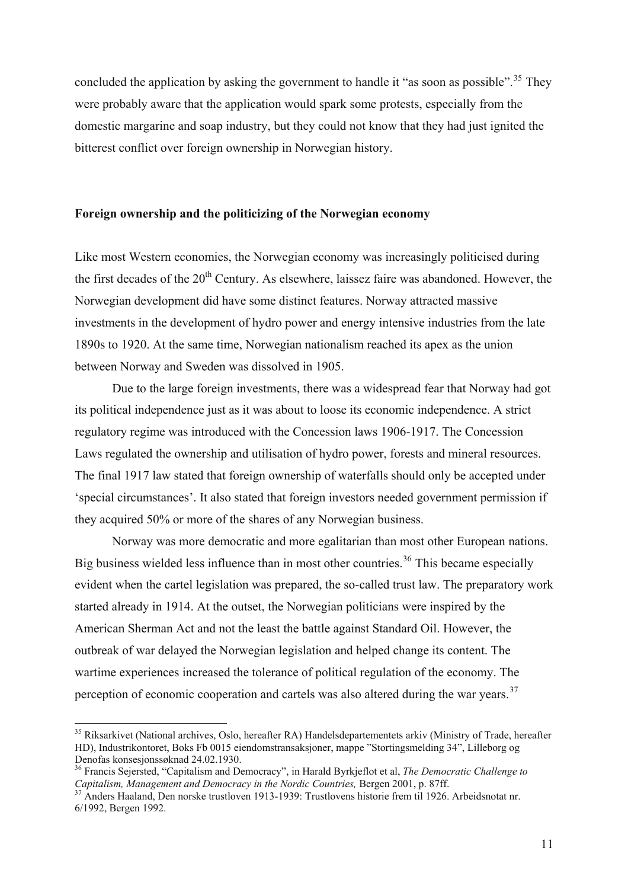concluded the application by asking the government to handle it "as soon as possible".[35] They were probably aware that the application would spark some protests, especially from the domestic margarine and soap industry, but they could not know that they had just ignited the bitterest conflict over foreign ownership in Norwegian history.

**Foreign ownership and the politicizing of the Norwegian economy**

Like most Western economies, the Norwegian economy was increasingly politicised during the first decades of the 20th Century. As elsewhere, laissez faire was abandoned. However, the Norwegian development did have some distinct features. Norway attracted massive investments in the development of hydro power and energy intensive industries from the late 1890s to 1920. At the same time, Norwegian nationalism reached its apex as the union between Norway and Sweden was dissolved in 1905.

Due to the large foreign investments, there was a widespread fear that Norway had got its political independence just as it was about to loose its economic independence. A strict regulatory regime was introduced with the Concession laws 1906-1917. The Concession Laws regulated the ownership and utilisation of hydro power, forests and mineral resources. The final 1917 law stated that foreign ownership of waterfalls should only be accepted under 'special circumstances'. It also stated that foreign investors needed government permission if they acquired 50% or more of the shares of any Norwegian business.

Norway was more democratic and more egalitarian than most other European nations. Big business wielded less influence than in most other countries.[36] This became especially evident when the cartel legislation was prepared, the so-called trust law. The preparatory work started already in 1914. At the outset, the Norwegian politicians were inspired by the American Sherman Act and not the least the battle against Standard Oil. However, the outbreak of war delayed the Norwegian legislation and helped change its content. The wartime experiences increased the tolerance of political regulation of the economy. The perception of economic cooperation and cartels was also altered during the war years.[37]

---

[35] Riksarkivet (National archives, Oslo, hereafter RA) Handelsdepartementets arkiv (Ministry of Trade, hereafter HD), Industrikontoret, Boks Fb 0015 eiendomstransaksjoner, mappe "Stortingsmelding 34", Lilleborg og Denofas konsesjonssøknad 24.02.1930.

[36] Francis Sejersted, "Capitalism and Democracy", in Harald Byrkjeflot et al, *The Democratic Challenge to Capitalism, Management and Democracy in the Nordic Countries,* Bergen 2001, p. 87ff.

[37] Anders Haaland, Den norske trustloven 1913-1939: Trustlovens historie frem til 1926. Arbeidsnotat nr. 6/1992, Bergen 1992.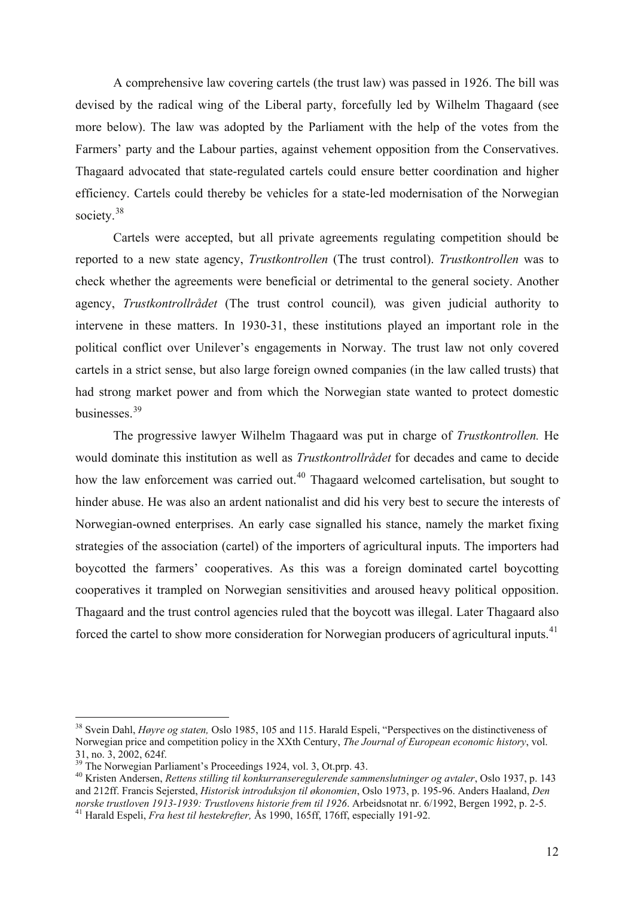A comprehensive law covering cartels (the trust law) was passed in 1926. The bill was devised by the radical wing of the Liberal party, forcefully led by Wilhelm Thagaard (see more below). The law was adopted by the Parliament with the help of the votes from the Farmers' party and the Labour parties, against vehement opposition from the Conservatives. Thagaard advocated that state-regulated cartels could ensure better coordination and higher efficiency. Cartels could thereby be vehicles for a state-led modernisation of the Norwegian society.[38]

Cartels were accepted, but all private agreements regulating competition should be reported to a new state agency, *Trustkontrollen* (The trust control). *Trustkontrollen* was to check whether the agreements were beneficial or detrimental to the general society. Another agency, *Trustkontrollrådet* (The trust control council)*,* was given judicial authority to intervene in these matters. In 1930-31, these institutions played an important role in the political conflict over Unilever's engagements in Norway. The trust law not only covered cartels in a strict sense, but also large foreign owned companies (in the law called trusts) that had strong market power and from which the Norwegian state wanted to protect domestic businesses.[39]

The progressive lawyer Wilhelm Thagaard was put in charge of *Trustkontrollen.* He would dominate this institution as well as *Trustkontrollrådet* for decades and came to decide how the law enforcement was carried out.[40] Thagaard welcomed cartelisation, but sought to hinder abuse. He was also an ardent nationalist and did his very best to secure the interests of Norwegian-owned enterprises. An early case signalled his stance, namely the market fixing strategies of the association (cartel) of the importers of agricultural inputs. The importers had boycotted the farmers' cooperatives. As this was a foreign dominated cartel boycotting cooperatives it trampled on Norwegian sensitivities and aroused heavy political opposition. Thagaard and the trust control agencies ruled that the boycott was illegal. Later Thagaard also forced the cartel to show more consideration for Norwegian producers of agricultural inputs.[41]

---

[38] Svein Dahl, *Høyre og staten,* Oslo 1985, 105 and 115. Harald Espeli, "Perspectives on the distinctiveness of Norwegian price and competition policy in the XXth Century, *The Journal of European economic history*, vol. 31, no. 3, 2002, 624f.

[39] The Norwegian Parliament's Proceedings 1924, vol. 3, Ot.prp. 43.

[40] Kristen Andersen, *Rettens stilling til konkurranseregulerende sammenslutninger og avtaler*, Oslo 1937, p. 143 and 212ff. Francis Sejersted, *Historisk introduksjon til økonomien*, Oslo 1973, p. 195-96. Anders Haaland, *Den norske trustloven 1913-1939: Trustlovens historie frem til 1926*. Arbeidsnotat nr. 6/1992, Bergen 1992, p. 2-5.

[41] Harald Espeli, *Fra hest til hestekrefter,* Ås 1990, 165ff, 176ff, especially 191-92.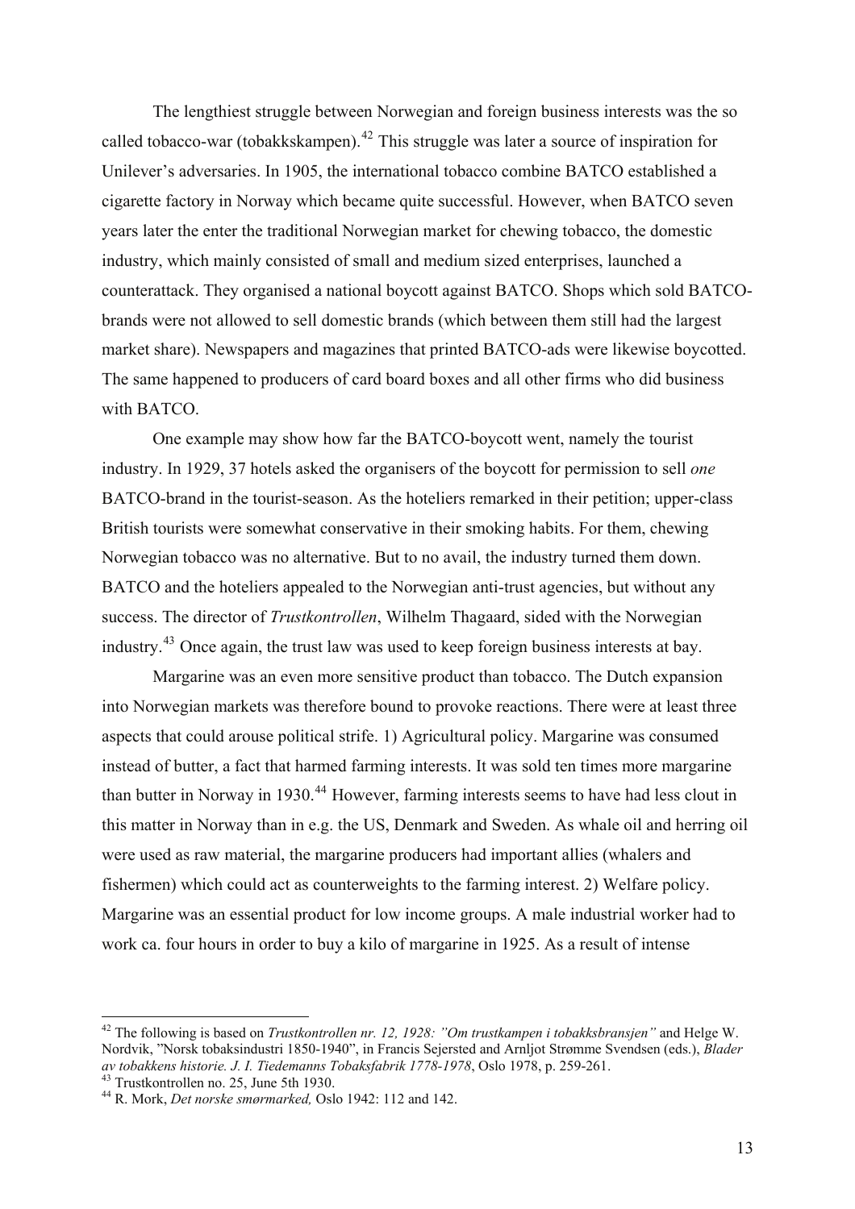The lengthiest struggle between Norwegian and foreign business interests was the so called tobacco-war (tobakkskampen).[42] This struggle was later a source of inspiration for Unilever's adversaries. In 1905, the international tobacco combine BATCO established a cigarette factory in Norway which became quite successful. However, when BATCO seven years later the enter the traditional Norwegian market for chewing tobacco, the domestic industry, which mainly consisted of small and medium sized enterprises, launched a counterattack. They organised a national boycott against BATCO. Shops which sold BATCO-brands were not allowed to sell domestic brands (which between them still had the largest market share). Newspapers and magazines that printed BATCO-ads were likewise boycotted. The same happened to producers of card board boxes and all other firms who did business with BATCO.

One example may show how far the BATCO-boycott went, namely the tourist industry. In 1929, 37 hotels asked the organisers of the boycott for permission to sell *one* BATCO-brand in the tourist-season. As the hoteliers remarked in their petition; upper-class British tourists were somewhat conservative in their smoking habits. For them, chewing Norwegian tobacco was no alternative. But to no avail, the industry turned them down. BATCO and the hoteliers appealed to the Norwegian anti-trust agencies, but without any success. The director of *Trustkontrollen*, Wilhelm Thagaard, sided with the Norwegian industry.[43] Once again, the trust law was used to keep foreign business interests at bay.

Margarine was an even more sensitive product than tobacco. The Dutch expansion into Norwegian markets was therefore bound to provoke reactions. There were at least three aspects that could arouse political strife. 1) Agricultural policy. Margarine was consumed instead of butter, a fact that harmed farming interests. It was sold ten times more margarine than butter in Norway in 1930.[44] However, farming interests seems to have had less clout in this matter in Norway than in e.g. the US, Denmark and Sweden. As whale oil and herring oil were used as raw material, the margarine producers had important allies (whalers and fishermen) which could act as counterweights to the farming interest. 2) Welfare policy. Margarine was an essential product for low income groups. A male industrial worker had to work ca. four hours in order to buy a kilo of margarine in 1925. As a result of intense

---

[42] The following is based on *Trustkontrollen nr. 12, 1928: "Om trustkampen i tobakksbransjen"* and Helge W. Nordvik, "Norsk tobaksindustri 1850-1940", in Francis Sejersted and Arnljot Strømme Svendsen (eds.), *Blader av tobakkens historie. J. I. Tiedemanns Tobaksfabrik 1778-1978*, Oslo 1978, p. 259-261.

[43] Trustkontrollen no. 25, June 5th 1930.

[44] R. Mork, *Det norske smørmarked,* Oslo 1942: 112 and 142.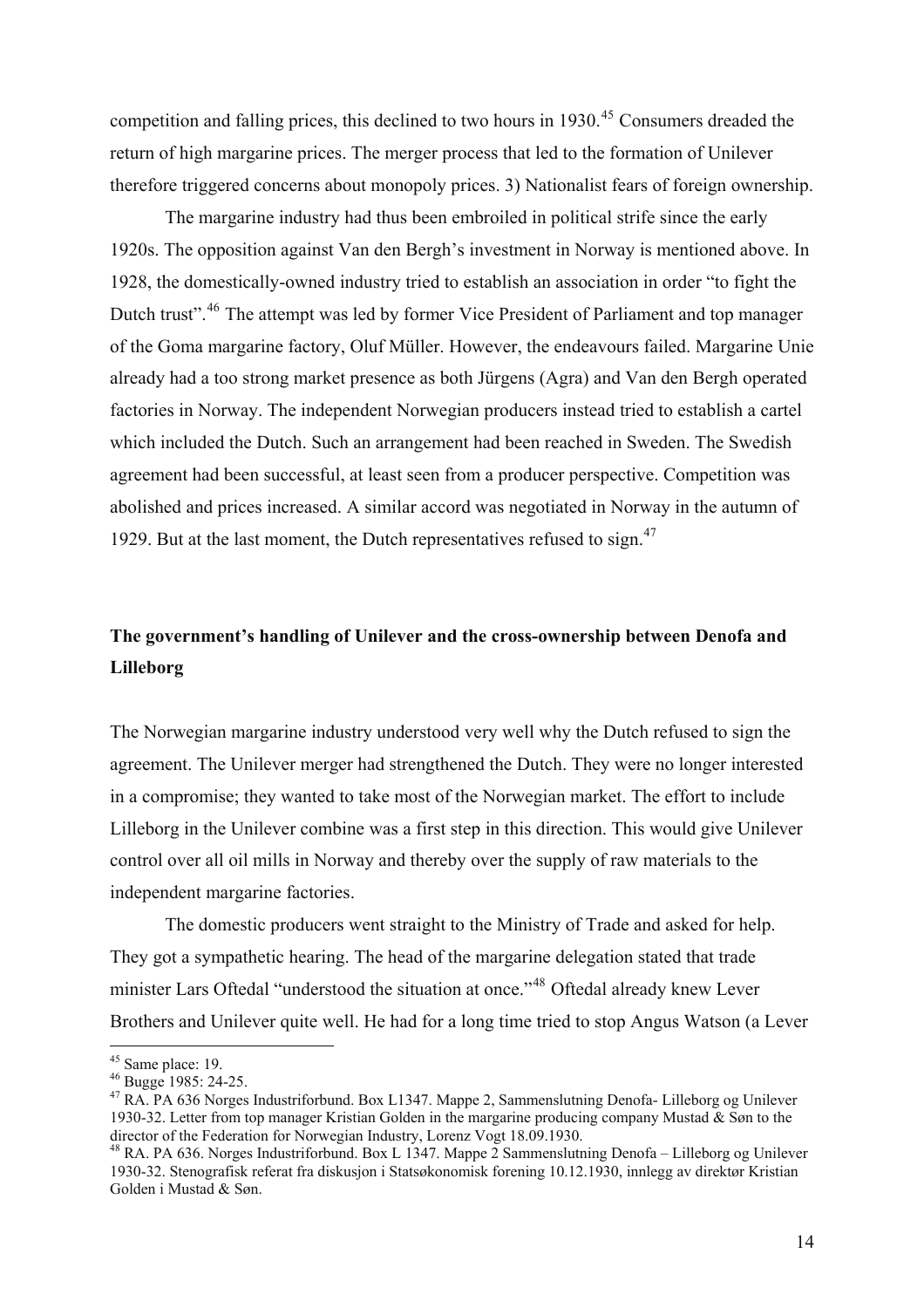competition and falling prices, this declined to two hours in 1930.[45] Consumers dreaded the return of high margarine prices. The merger process that led to the formation of Unilever therefore triggered concerns about monopoly prices. 3) Nationalist fears of foreign ownership.

The margarine industry had thus been embroiled in political strife since the early 1920s. The opposition against Van den Bergh's investment in Norway is mentioned above. In 1928, the domestically-owned industry tried to establish an association in order "to fight the Dutch trust".[46] The attempt was led by former Vice President of Parliament and top manager of the Goma margarine factory, Oluf Müller. However, the endeavours failed. Margarine Unie already had a too strong market presence as both Jürgens (Agra) and Van den Bergh operated factories in Norway. The independent Norwegian producers instead tried to establish a cartel which included the Dutch. Such an arrangement had been reached in Sweden. The Swedish agreement had been successful, at least seen from a producer perspective. Competition was abolished and prices increased. A similar accord was negotiated in Norway in the autumn of 1929. But at the last moment, the Dutch representatives refused to sign.[47]

## The government's handling of Unilever and the cross-ownership between Denofa and Lilleborg

The Norwegian margarine industry understood very well why the Dutch refused to sign the agreement. The Unilever merger had strengthened the Dutch. They were no longer interested in a compromise; they wanted to take most of the Norwegian market. The effort to include Lilleborg in the Unilever combine was a first step in this direction. This would give Unilever control over all oil mills in Norway and thereby over the supply of raw materials to the independent margarine factories.

The domestic producers went straight to the Ministry of Trade and asked for help. They got a sympathetic hearing. The head of the margarine delegation stated that trade minister Lars Oftedal "understood the situation at once."[48] Oftedal already knew Lever Brothers and Unilever quite well. He had for a long time tried to stop Angus Watson (a Lever

---

[45] Same place: 19.

[46] Bugge 1985: 24-25.

[47] RA. PA 636 Norges Industriforbund. Box L1347. Mappe 2, Sammenslutning Denofa- Lilleborg og Unilever 1930-32. Letter from top manager Kristian Golden in the margarine producing company Mustad & Søn to the director of the Federation for Norwegian Industry, Lorenz Vogt 18.09.1930.

[48] RA. PA 636. Norges Industriforbund. Box L 1347. Mappe 2 Sammenslutning Denofa – Lilleborg og Unilever 1930-32. Stenografisk referat fra diskusjon i Statsøkonomisk forening 10.12.1930, innlegg av direktør Kristian Golden i Mustad & Søn.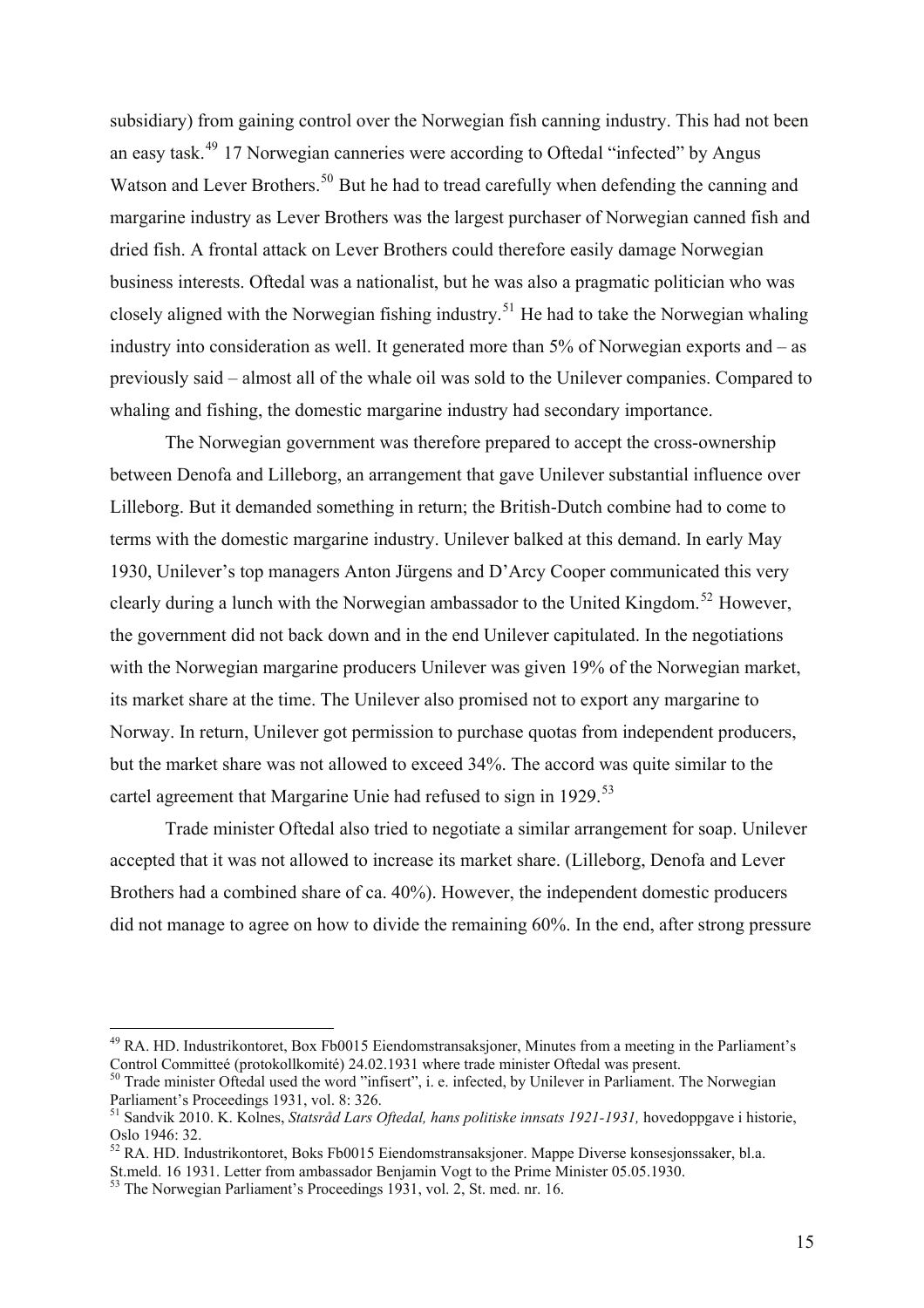subsidiary) from gaining control over the Norwegian fish canning industry. This had not been an easy task.[49] 17 Norwegian canneries were according to Oftedal "infected" by Angus Watson and Lever Brothers.[50] But he had to tread carefully when defending the canning and margarine industry as Lever Brothers was the largest purchaser of Norwegian canned fish and dried fish. A frontal attack on Lever Brothers could therefore easily damage Norwegian business interests. Oftedal was a nationalist, but he was also a pragmatic politician who was closely aligned with the Norwegian fishing industry.[51] He had to take the Norwegian whaling industry into consideration as well. It generated more than 5% of Norwegian exports and – as previously said – almost all of the whale oil was sold to the Unilever companies. Compared to whaling and fishing, the domestic margarine industry had secondary importance.

The Norwegian government was therefore prepared to accept the cross-ownership between Denofa and Lilleborg, an arrangement that gave Unilever substantial influence over Lilleborg. But it demanded something in return; the British-Dutch combine had to come to terms with the domestic margarine industry. Unilever balked at this demand. In early May 1930, Unilever's top managers Anton Jürgens and D'Arcy Cooper communicated this very clearly during a lunch with the Norwegian ambassador to the United Kingdom.[52] However, the government did not back down and in the end Unilever capitulated. In the negotiations with the Norwegian margarine producers Unilever was given 19% of the Norwegian market, its market share at the time. The Unilever also promised not to export any margarine to Norway. In return, Unilever got permission to purchase quotas from independent producers, but the market share was not allowed to exceed 34%. The accord was quite similar to the cartel agreement that Margarine Unie had refused to sign in 1929.[53]

Trade minister Oftedal also tried to negotiate a similar arrangement for soap. Unilever accepted that it was not allowed to increase its market share. (Lilleborg, Denofa and Lever Brothers had a combined share of ca. 40%). However, the independent domestic producers did not manage to agree on how to divide the remaining 60%. In the end, after strong pressure

---

[49] RA. HD. Industrikontoret, Box Fb0015 Eiendomstransaksjoner, Minutes from a meeting in the Parliament's Control Committeé (protokollkomité) 24.02.1931 where trade minister Oftedal was present.

[50] Trade minister Oftedal used the word "infisert", i. e. infected, by Unilever in Parliament. The Norwegian Parliament's Proceedings 1931, vol. 8: 326.

[51] Sandvik 2010. K. Kolnes, *Statsråd Lars Oftedal, hans politiske innsats 1921-1931,* hovedoppgave i historie, Oslo 1946: 32.

[52] RA. HD. Industrikontoret, Boks Fb0015 Eiendomstransaksjoner. Mappe Diverse konsesjonssaker, bl.a. St.meld. 16 1931. Letter from ambassador Benjamin Vogt to the Prime Minister 05.05.1930.

[53] The Norwegian Parliament's Proceedings 1931, vol. 2, St. med. nr. 16.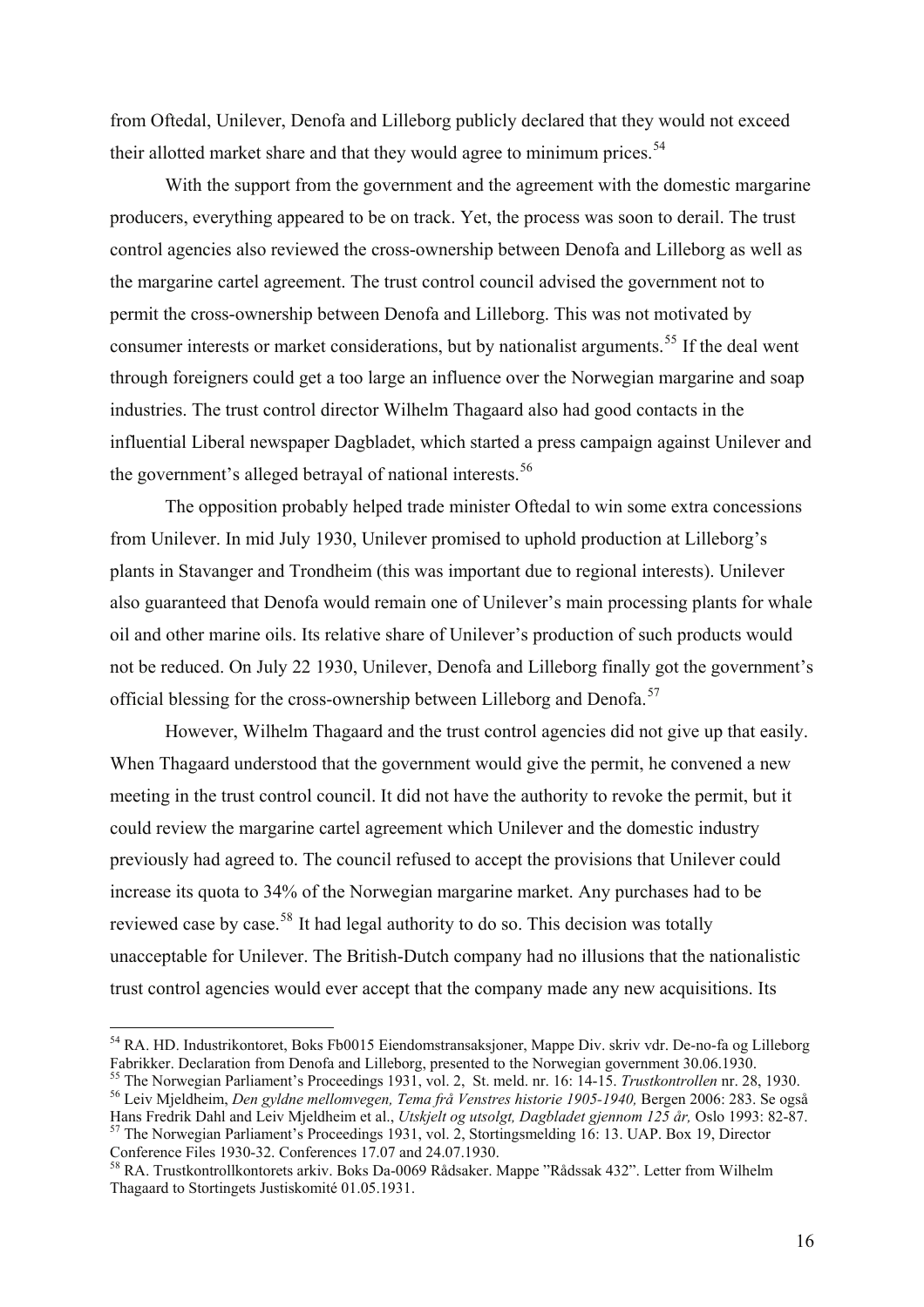from Oftedal, Unilever, Denofa and Lilleborg publicly declared that they would not exceed their allotted market share and that they would agree to minimum prices.[54]

With the support from the government and the agreement with the domestic margarine producers, everything appeared to be on track. Yet, the process was soon to derail. The trust control agencies also reviewed the cross-ownership between Denofa and Lilleborg as well as the margarine cartel agreement. The trust control council advised the government not to permit the cross-ownership between Denofa and Lilleborg. This was not motivated by consumer interests or market considerations, but by nationalist arguments.[55] If the deal went through foreigners could get a too large an influence over the Norwegian margarine and soap industries. The trust control director Wilhelm Thagaard also had good contacts in the influential Liberal newspaper Dagbladet, which started a press campaign against Unilever and the government's alleged betrayal of national interests.[56]

The opposition probably helped trade minister Oftedal to win some extra concessions from Unilever. In mid July 1930, Unilever promised to uphold production at Lilleborg's plants in Stavanger and Trondheim (this was important due to regional interests). Unilever also guaranteed that Denofa would remain one of Unilever's main processing plants for whale oil and other marine oils. Its relative share of Unilever's production of such products would not be reduced. On July 22 1930, Unilever, Denofa and Lilleborg finally got the government's official blessing for the cross-ownership between Lilleborg and Denofa.[57]

However, Wilhelm Thagaard and the trust control agencies did not give up that easily. When Thagaard understood that the government would give the permit, he convened a new meeting in the trust control council. It did not have the authority to revoke the permit, but it could review the margarine cartel agreement which Unilever and the domestic industry previously had agreed to. The council refused to accept the provisions that Unilever could increase its quota to 34% of the Norwegian margarine market. Any purchases had to be reviewed case by case.[58] It had legal authority to do so. This decision was totally unacceptable for Unilever. The British-Dutch company had no illusions that the nationalistic trust control agencies would ever accept that the company made any new acquisitions. Its

---

[54] RA. HD. Industrikontoret, Boks Fb0015 Eiendomstransaksjoner, Mappe Div. skriv vdr. De-no-fa og Lilleborg Fabrikker. Declaration from Denofa and Lilleborg, presented to the Norwegian government 30.06.1930.

[55] The Norwegian Parliament's Proceedings 1931, vol. 2, St. meld. nr. 16: 14-15. *Trustkontrollen* nr. 28, 1930.

[56] Leiv Mjeldheim, *Den gyldne mellomvegen, Tema frå Venstres historie 1905-1940,* Bergen 2006: 283. Se også Hans Fredrik Dahl and Leiv Mjeldheim et al., *Utskjelt og utsolgt, Dagbladet gjennom 125 år,* Oslo 1993: 82-87.

[57] The Norwegian Parliament's Proceedings 1931, vol. 2, Stortingsmelding 16: 13. UAP. Box 19, Director Conference Files 1930-32. Conferences 17.07 and 24.07.1930.

[58] RA. Trustkontrollkontorets arkiv. Boks Da-0069 Rådsaker. Mappe "Rådssak 432". Letter from Wilhelm Thagaard to Stortingets Justiskomité 01.05.1931.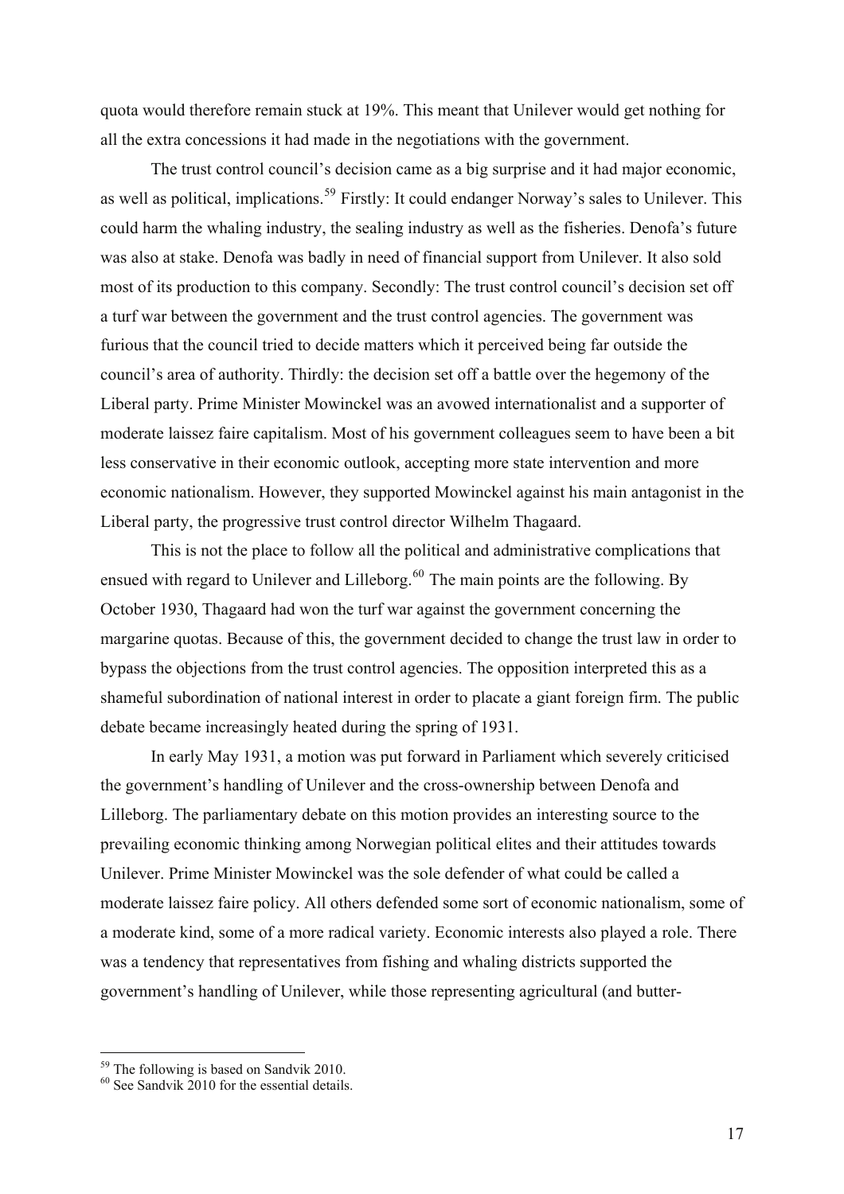quota would therefore remain stuck at 19%. This meant that Unilever would get nothing for all the extra concessions it had made in the negotiations with the government.

The trust control council's decision came as a big surprise and it had major economic, as well as political, implications.[59] Firstly: It could endanger Norway's sales to Unilever. This could harm the whaling industry, the sealing industry as well as the fisheries. Denofa's future was also at stake. Denofa was badly in need of financial support from Unilever. It also sold most of its production to this company. Secondly: The trust control council's decision set off a turf war between the government and the trust control agencies. The government was furious that the council tried to decide matters which it perceived being far outside the council's area of authority. Thirdly: the decision set off a battle over the hegemony of the Liberal party. Prime Minister Mowinckel was an avowed internationalist and a supporter of moderate laissez faire capitalism. Most of his government colleagues seem to have been a bit less conservative in their economic outlook, accepting more state intervention and more economic nationalism. However, they supported Mowinckel against his main antagonist in the Liberal party, the progressive trust control director Wilhelm Thagaard.

This is not the place to follow all the political and administrative complications that ensued with regard to Unilever and Lilleborg.[60] The main points are the following. By October 1930, Thagaard had won the turf war against the government concerning the margarine quotas. Because of this, the government decided to change the trust law in order to bypass the objections from the trust control agencies. The opposition interpreted this as a shameful subordination of national interest in order to placate a giant foreign firm. The public debate became increasingly heated during the spring of 1931.

In early May 1931, a motion was put forward in Parliament which severely criticised the government's handling of Unilever and the cross-ownership between Denofa and Lilleborg. The parliamentary debate on this motion provides an interesting source to the prevailing economic thinking among Norwegian political elites and their attitudes towards Unilever. Prime Minister Mowinckel was the sole defender of what could be called a moderate laissez faire policy. All others defended some sort of economic nationalism, some of a moderate kind, some of a more radical variety. Economic interests also played a role. There was a tendency that representatives from fishing and whaling districts supported the government's handling of Unilever, while those representing agricultural (and butter-

---

[59] The following is based on Sandvik 2010.

[60] See Sandvik 2010 for the essential details.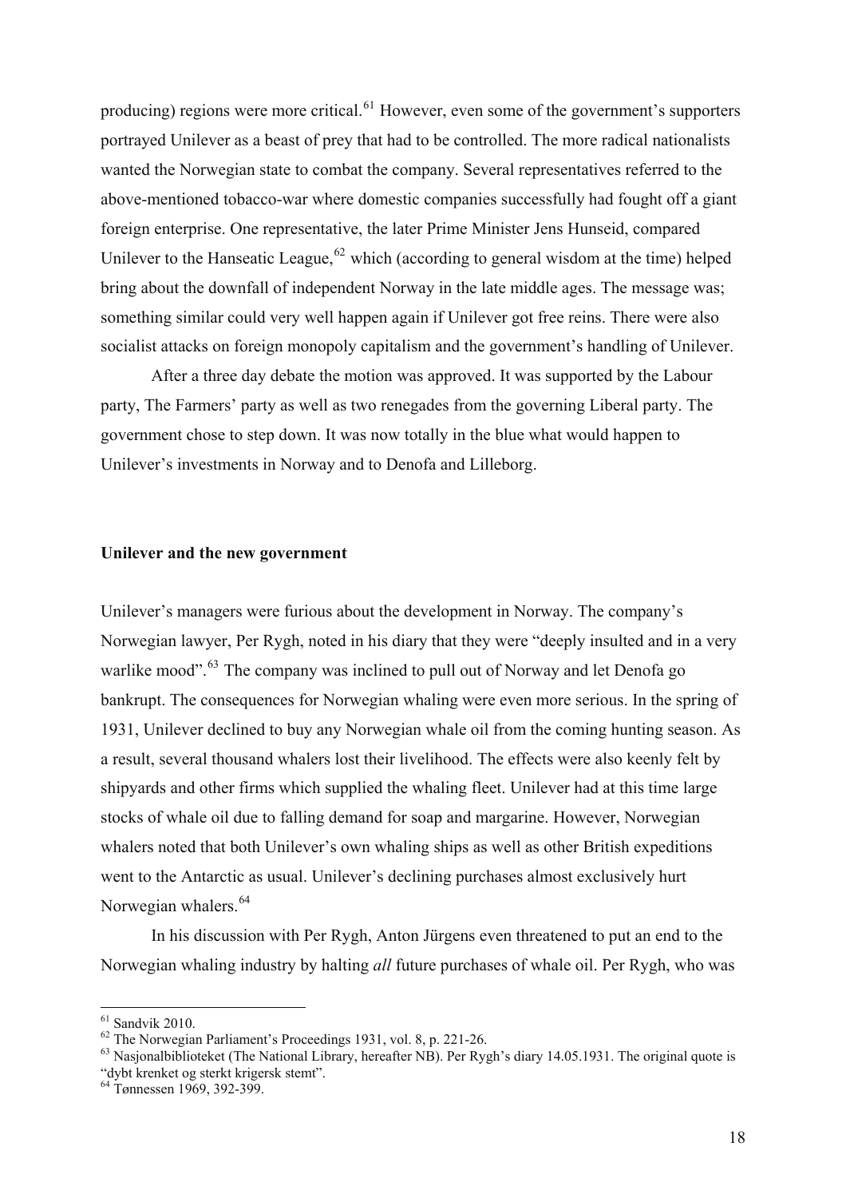producing) regions were more critical.[61] However, even some of the government's supporters portrayed Unilever as a beast of prey that had to be controlled. The more radical nationalists wanted the Norwegian state to combat the company. Several representatives referred to the above-mentioned tobacco-war where domestic companies successfully had fought off a giant foreign enterprise. One representative, the later Prime Minister Jens Hunseid, compared Unilever to the Hanseatic League,[62] which (according to general wisdom at the time) helped bring about the downfall of independent Norway in the late middle ages. The message was; something similar could very well happen again if Unilever got free reins. There were also socialist attacks on foreign monopoly capitalism and the government's handling of Unilever.

After a three day debate the motion was approved. It was supported by the Labour party, The Farmers' party as well as two renegades from the governing Liberal party. The government chose to step down. It was now totally in the blue what would happen to Unilever's investments in Norway and to Denofa and Lilleborg.

**Unilever and the new government**

Unilever's managers were furious about the development in Norway. The company's Norwegian lawyer, Per Rygh, noted in his diary that they were "deeply insulted and in a very warlike mood".[63] The company was inclined to pull out of Norway and let Denofa go bankrupt. The consequences for Norwegian whaling were even more serious. In the spring of 1931, Unilever declined to buy any Norwegian whale oil from the coming hunting season. As a result, several thousand whalers lost their livelihood. The effects were also keenly felt by shipyards and other firms which supplied the whaling fleet. Unilever had at this time large stocks of whale oil due to falling demand for soap and margarine. However, Norwegian whalers noted that both Unilever's own whaling ships as well as other British expeditions went to the Antarctic as usual. Unilever's declining purchases almost exclusively hurt Norwegian whalers.[64]

In his discussion with Per Rygh, Anton Jürgens even threatened to put an end to the Norwegian whaling industry by halting *all* future purchases of whale oil. Per Rygh, who was

---

[61] Sandvik 2010.

[62] The Norwegian Parliament's Proceedings 1931, vol. 8, p. 221-26.

[63] Nasjonalbiblioteket (The National Library, hereafter NB). Per Rygh's diary 14.05.1931. The original quote is "dybt krenket og sterkt krigersk stemt".

[64] Tønnessen 1969, 392-399.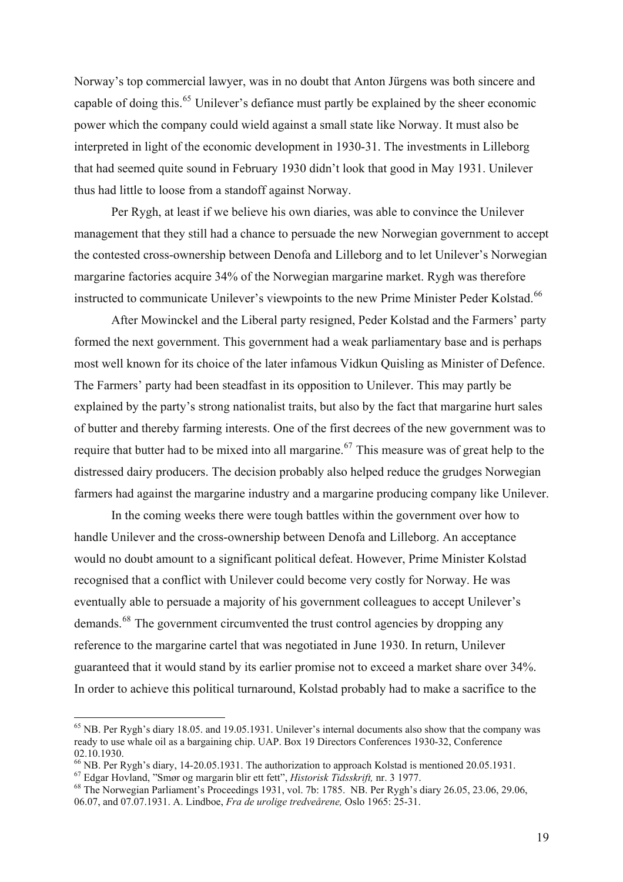Norway's top commercial lawyer, was in no doubt that Anton Jürgens was both sincere and capable of doing this.[65] Unilever's defiance must partly be explained by the sheer economic power which the company could wield against a small state like Norway. It must also be interpreted in light of the economic development in 1930-31. The investments in Lilleborg that had seemed quite sound in February 1930 didn't look that good in May 1931. Unilever thus had little to loose from a standoff against Norway.

Per Rygh, at least if we believe his own diaries, was able to convince the Unilever management that they still had a chance to persuade the new Norwegian government to accept the contested cross-ownership between Denofa and Lilleborg and to let Unilever's Norwegian margarine factories acquire 34% of the Norwegian margarine market. Rygh was therefore instructed to communicate Unilever's viewpoints to the new Prime Minister Peder Kolstad.[66]

After Mowinckel and the Liberal party resigned, Peder Kolstad and the Farmers' party formed the next government. This government had a weak parliamentary base and is perhaps most well known for its choice of the later infamous Vidkun Quisling as Minister of Defence. The Farmers' party had been steadfast in its opposition to Unilever. This may partly be explained by the party's strong nationalist traits, but also by the fact that margarine hurt sales of butter and thereby farming interests. One of the first decrees of the new government was to require that butter had to be mixed into all margarine.[67] This measure was of great help to the distressed dairy producers. The decision probably also helped reduce the grudges Norwegian farmers had against the margarine industry and a margarine producing company like Unilever.

In the coming weeks there were tough battles within the government over how to handle Unilever and the cross-ownership between Denofa and Lilleborg. An acceptance would no doubt amount to a significant political defeat. However, Prime Minister Kolstad recognised that a conflict with Unilever could become very costly for Norway. He was eventually able to persuade a majority of his government colleagues to accept Unilever's demands.[68] The government circumvented the trust control agencies by dropping any reference to the margarine cartel that was negotiated in June 1930. In return, Unilever guaranteed that it would stand by its earlier promise not to exceed a market share over 34%. In order to achieve this political turnaround, Kolstad probably had to make a sacrifice to the

---

[65] NB. Per Rygh's diary 18.05. and 19.05.1931. Unilever's internal documents also show that the company was ready to use whale oil as a bargaining chip. UAP. Box 19 Directors Conferences 1930-32, Conference 02.10.1930.

[66] NB. Per Rygh's diary, 14-20.05.1931. The authorization to approach Kolstad is mentioned 20.05.1931.

[67] Edgar Hovland, "Smør og margarin blir ett fett", *Historisk Tidsskrift,* nr. 3 1977.

[68] The Norwegian Parliament's Proceedings 1931, vol. 7b: 1785. NB. Per Rygh's diary 26.05, 23.06, 29.06, 06.07, and 07.07.1931. A. Lindboe, *Fra de urolige tredveårene,* Oslo 1965: 25-31.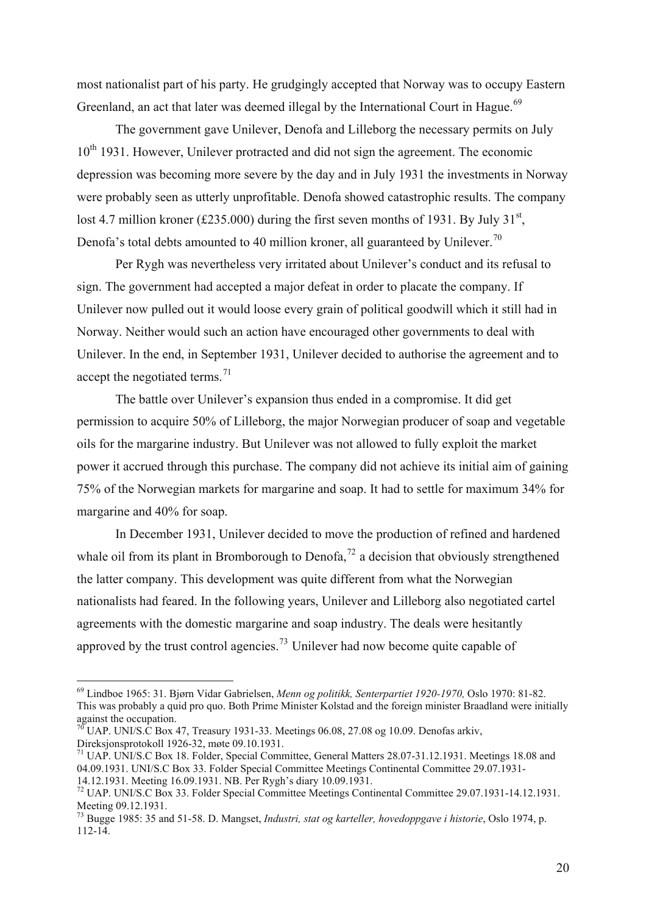most nationalist part of his party. He grudgingly accepted that Norway was to occupy Eastern Greenland, an act that later was deemed illegal by the International Court in Hague.[69]

The government gave Unilever, Denofa and Lilleborg the necessary permits on July 10th 1931. However, Unilever protracted and did not sign the agreement. The economic depression was becoming more severe by the day and in July 1931 the investments in Norway were probably seen as utterly unprofitable. Denofa showed catastrophic results. The company lost 4.7 million kroner (£235.000) during the first seven months of 1931. By July 31st, Denofa's total debts amounted to 40 million kroner, all guaranteed by Unilever.[70]

Per Rygh was nevertheless very irritated about Unilever's conduct and its refusal to sign. The government had accepted a major defeat in order to placate the company. If Unilever now pulled out it would loose every grain of political goodwill which it still had in Norway. Neither would such an action have encouraged other governments to deal with Unilever. In the end, in September 1931, Unilever decided to authorise the agreement and to accept the negotiated terms.[71]

The battle over Unilever's expansion thus ended in a compromise. It did get permission to acquire 50% of Lilleborg, the major Norwegian producer of soap and vegetable oils for the margarine industry. But Unilever was not allowed to fully exploit the market power it accrued through this purchase. The company did not achieve its initial aim of gaining 75% of the Norwegian markets for margarine and soap. It had to settle for maximum 34% for margarine and 40% for soap.

In December 1931, Unilever decided to move the production of refined and hardened whale oil from its plant in Bromborough to Denofa,[72] a decision that obviously strengthened the latter company. This development was quite different from what the Norwegian nationalists had feared. In the following years, Unilever and Lilleborg also negotiated cartel agreements with the domestic margarine and soap industry. The deals were hesitantly approved by the trust control agencies.[73] Unilever had now become quite capable of

---

[69] Lindboe 1965: 31. Bjørn Vidar Gabrielsen, *Menn og politikk, Senterpartiet 1920-1970,* Oslo 1970: 81-82. This was probably a quid pro quo. Both Prime Minister Kolstad and the foreign minister Braadland were initially against the occupation.

[70] UAP. UNI/S.C Box 47, Treasury 1931-33. Meetings 06.08, 27.08 og 10.09. Denofas arkiv, Direksjonsprotokoll 1926-32, møte 09.10.1931.

[71] UAP. UNI/S.C Box 18. Folder, Special Committee, General Matters 28.07-31.12.1931. Meetings 18.08 and 04.09.1931. UNI/S.C Box 33. Folder Special Committee Meetings Continental Committee 29.07.1931-14.12.1931. Meeting 16.09.1931. NB. Per Rygh's diary 10.09.1931.

[72] UAP. UNI/S.C Box 33. Folder Special Committee Meetings Continental Committee 29.07.1931-14.12.1931. Meeting 09.12.1931.

[73] Bugge 1985: 35 and 51-58. D. Mangset, *Industri, stat og karteller, hovedoppgave i historie*, Oslo 1974, p. 112-14.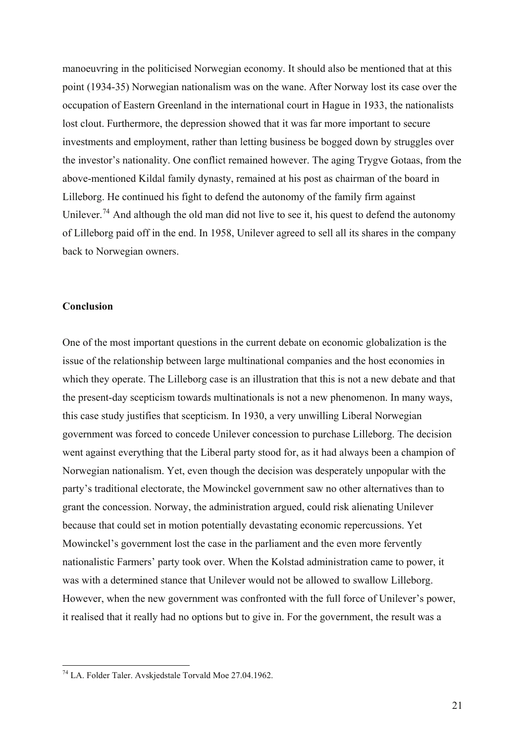manoeuvring in the politicised Norwegian economy. It should also be mentioned that at this point (1934-35) Norwegian nationalism was on the wane. After Norway lost its case over the occupation of Eastern Greenland in the international court in Hague in 1933, the nationalists lost clout. Furthermore, the depression showed that it was far more important to secure investments and employment, rather than letting business be bogged down by struggles over the investor's nationality. One conflict remained however. The aging Trygve Gotaas, from the above-mentioned Kildal family dynasty, remained at his post as chairman of the board in Lilleborg. He continued his fight to defend the autonomy of the family firm against Unilever.[74] And although the old man did not live to see it, his quest to defend the autonomy of Lilleborg paid off in the end. In 1958, Unilever agreed to sell all its shares in the company back to Norwegian owners.

**Conclusion**

One of the most important questions in the current debate on economic globalization is the issue of the relationship between large multinational companies and the host economies in which they operate. The Lilleborg case is an illustration that this is not a new debate and that the present-day scepticism towards multinationals is not a new phenomenon. In many ways, this case study justifies that scepticism. In 1930, a very unwilling Liberal Norwegian government was forced to concede Unilever concession to purchase Lilleborg. The decision went against everything that the Liberal party stood for, as it had always been a champion of Norwegian nationalism. Yet, even though the decision was desperately unpopular with the party's traditional electorate, the Mowinckel government saw no other alternatives than to grant the concession. Norway, the administration argued, could risk alienating Unilever because that could set in motion potentially devastating economic repercussions. Yet Mowinckel's government lost the case in the parliament and the even more fervently nationalistic Farmers' party took over. When the Kolstad administration came to power, it was with a determined stance that Unilever would not be allowed to swallow Lilleborg. However, when the new government was confronted with the full force of Unilever's power, it realised that it really had no options but to give in. For the government, the result was a

[74] LA. Folder Taler. Avskjedstale Torvald Moe 27.04.1962.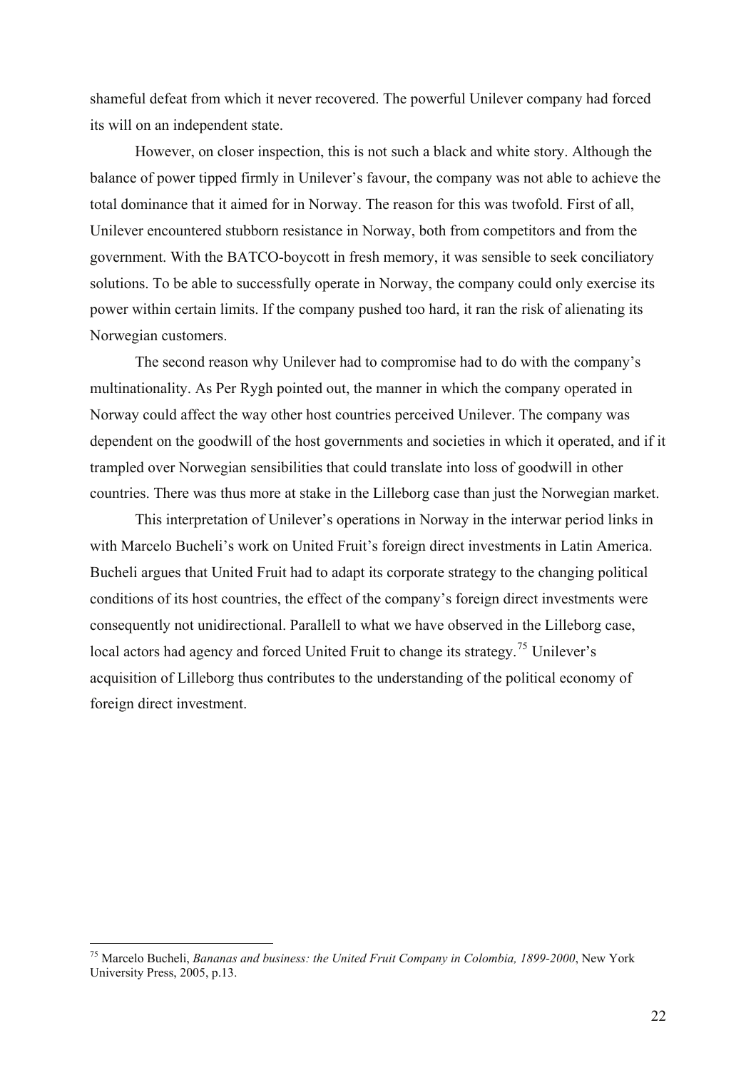shameful defeat from which it never recovered. The powerful Unilever company had forced its will on an independent state.

However, on closer inspection, this is not such a black and white story. Although the balance of power tipped firmly in Unilever's favour, the company was not able to achieve the total dominance that it aimed for in Norway. The reason for this was twofold. First of all, Unilever encountered stubborn resistance in Norway, both from competitors and from the government. With the BATCO-boycott in fresh memory, it was sensible to seek conciliatory solutions. To be able to successfully operate in Norway, the company could only exercise its power within certain limits. If the company pushed too hard, it ran the risk of alienating its Norwegian customers.

The second reason why Unilever had to compromise had to do with the company's multinationality. As Per Rygh pointed out, the manner in which the company operated in Norway could affect the way other host countries perceived Unilever. The company was dependent on the goodwill of the host governments and societies in which it operated, and if it trampled over Norwegian sensibilities that could translate into loss of goodwill in other countries. There was thus more at stake in the Lilleborg case than just the Norwegian market.

This interpretation of Unilever's operations in Norway in the interwar period links in with Marcelo Bucheli's work on United Fruit's foreign direct investments in Latin America. Bucheli argues that United Fruit had to adapt its corporate strategy to the changing political conditions of its host countries, the effect of the company's foreign direct investments were consequently not unidirectional. Parallell to what we have observed in the Lilleborg case, local actors had agency and forced United Fruit to change its strategy.[75] Unilever's acquisition of Lilleborg thus contributes to the understanding of the political economy of foreign direct investment.

[75] Marcelo Bucheli, *Bananas and business: the United Fruit Company in Colombia, 1899-2000*, New York University Press, 2005, p.13.